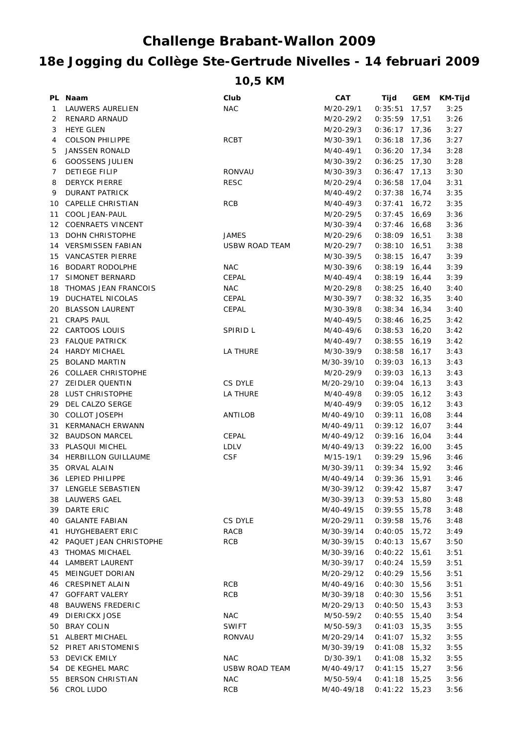# Challenge Brabant-Wallon 2009

## 18e Jogging du Collège Ste-Gertrude Nivelles - 14 februari 2009

### 10,5 KM

| PL | Naam | Club | CAT | Tijd | GEM | KM-Tijd |
|---|---|---|---|---|---|---|
| 1 | LAUWERS AURELIEN | NAC | M/20-29/1 | 0:35:51 | 17,57 | 3:25 |
| 2 | RENARD ARNAUD | | M/20-29/2 | 0:35:59 | 17,51 | 3:26 |
| 3 | HEYE GLEN | | M/20-29/3 | 0:36:17 | 17,36 | 3:27 |
| 4 | COLSON PHILIPPE | RCBT | M/30-39/1 | 0:36:18 | 17,36 | 3:27 |
| 5 | JANSSEN RONALD | | M/40-49/1 | 0:36:20 | 17,34 | 3:28 |
| 6 | GOOSSENS JULIEN | | M/30-39/2 | 0:36:25 | 17,30 | 3:28 |
| 7 | DETIEGE FILIP | RONVAU | M/30-39/3 | 0:36:47 | 17,13 | 3:30 |
| 8 | DERYCK PIERRE | RESC | M/20-29/4 | 0:36:58 | 17,04 | 3:31 |
| 9 | DURANT PATRICK | | M/40-49/2 | 0:37:38 | 16,74 | 3:35 |
| 10 | CAPELLE CHRISTIAN | RCB | M/40-49/3 | 0:37:41 | 16,72 | 3:35 |
| 11 | COOL JEAN-PAUL | | M/20-29/5 | 0:37:45 | 16,69 | 3:36 |
| 12 | COENRAETS VINCENT | | M/30-39/4 | 0:37:46 | 16,68 | 3:36 |
| 13 | DOHN CHRISTOPHE | JAMES | M/20-29/6 | 0:38:09 | 16,51 | 3:38 |
| 14 | VERSMISSEN FABIAN | USBW ROAD TEAM | M/20-29/7 | 0:38:10 | 16,51 | 3:38 |
| 15 | VANCASTER PIERRE | | M/30-39/5 | 0:38:15 | 16,47 | 3:39 |
| 16 | BODART RODOLPHE | NAC | M/30-39/6 | 0:38:19 | 16,44 | 3:39 |
| 17 | SIMONET BERNARD | CEPAL | M/40-49/4 | 0:38:19 | 16,44 | 3:39 |
| 18 | THOMAS JEAN FRANCOIS | NAC | M/20-29/8 | 0:38:25 | 16,40 | 3:40 |
| 19 | DUCHATEL NICOLAS | CEPAL | M/30-39/7 | 0:38:32 | 16,35 | 3:40 |
| 20 | BLASSON LAURENT | CEPAL | M/30-39/8 | 0:38:34 | 16,34 | 3:40 |
| 21 | CRAPS PAUL | | M/40-49/5 | 0:38:46 | 16,25 | 3:42 |
| 22 | CARTOOS LOUIS | SPIRID L | M/40-49/6 | 0:38:53 | 16,20 | 3:42 |
| 23 | FALQUE PATRICK | | M/40-49/7 | 0:38:55 | 16,19 | 3:42 |
| 24 | HARDY MICHAEL | LA THURE | M/30-39/9 | 0:38:58 | 16,17 | 3:43 |
| 25 | BOLAND MARTIN | | M/30-39/10 | 0:39:03 | 16,13 | 3:43 |
| 26 | COLLAER CHRISTOPHE | | M/20-29/9 | 0:39:03 | 16,13 | 3:43 |
| 27 | ZEIDLER QUENTIN | CS DYLE | M/20-29/10 | 0:39:04 | 16,13 | 3:43 |
| 28 | LUST CHRISTOPHE | LA THURE | M/40-49/8 | 0:39:05 | 16,12 | 3:43 |
| 29 | DEL CALZO SERGE | | M/40-49/9 | 0:39:05 | 16,12 | 3:43 |
| 30 | COLLOT JOSEPH | ANTILOB | M/40-49/10 | 0:39:11 | 16,08 | 3:44 |
| 31 | KERMANACH ERWANN | | M/40-49/11 | 0:39:12 | 16,07 | 3:44 |
| 32 | BAUDSON MARCEL | CEPAL | M/40-49/12 | 0:39:16 | 16,04 | 3:44 |
| 33 | PLASQUI MICHEL | LDLV | M/40-49/13 | 0:39:22 | 16,00 | 3:45 |
| 34 | HERBILLON GUILLAUME | CSF | M/15-19/1 | 0:39:29 | 15,96 | 3:46 |
| 35 | ORVAL ALAIN | | M/30-39/11 | 0:39:34 | 15,92 | 3:46 |
| 36 | LEPIED PHILIPPE | | M/40-49/14 | 0:39:36 | 15,91 | 3:46 |
| 37 | LENGELE SEBASTIEN | | M/30-39/12 | 0:39:42 | 15,87 | 3:47 |
| 38 | LAUWERS GAEL | | M/30-39/13 | 0:39:53 | 15,80 | 3:48 |
| 39 | DARTE ERIC | | M/40-49/15 | 0:39:55 | 15,78 | 3:48 |
| 40 | GALANTE FABIAN | CS DYLE | M/20-29/11 | 0:39:58 | 15,76 | 3:48 |
| 41 | HUYGHEBAERT ERIC | RACB | M/30-39/14 | 0:40:05 | 15,72 | 3:49 |
| 42 | PAQUET JEAN CHRISTOPHE | RCB | M/30-39/15 | 0:40:13 | 15,67 | 3:50 |
| 43 | THOMAS MICHAEL | | M/30-39/16 | 0:40:22 | 15,61 | 3:51 |
| 44 | LAMBERT LAURENT | | M/30-39/17 | 0:40:24 | 15,59 | 3:51 |
| 45 | MEINGUET DORIAN | | M/20-29/12 | 0:40:29 | 15,56 | 3:51 |
| 46 | CRESPINET ALAIN | RCB | M/40-49/16 | 0:40:30 | 15,56 | 3:51 |
| 47 | GOFFART VALERY | RCB | M/30-39/18 | 0:40:30 | 15,56 | 3:51 |
| 48 | BAUWENS FREDERIC | | M/20-29/13 | 0:40:50 | 15,43 | 3:53 |
| 49 | DIERICKX JOSE | NAC | M/50-59/2 | 0:40:55 | 15,40 | 3:54 |
| 50 | BRAY COLIN | SWIFT | M/50-59/3 | 0:41:03 | 15,35 | 3:55 |
| 51 | ALBERT MICHAEL | RONVAU | M/20-29/14 | 0:41:07 | 15,32 | 3:55 |
| 52 | PIRET ARISTOMENIS | | M/30-39/19 | 0:41:08 | 15,32 | 3:55 |
| 53 | DEVICK EMILY | NAC | D/30-39/1 | 0:41:08 | 15,32 | 3:55 |
| 54 | DE KEGHEL MARC | USBW ROAD TEAM | M/40-49/17 | 0:41:15 | 15,27 | 3:56 |
| 55 | BERSON CHRISTIAN | NAC | M/50-59/4 | 0:41:18 | 15,25 | 3:56 |
| 56 | CROL LUDO | RCB | M/40-49/18 | 0:41:22 | 15,23 | 3:56 |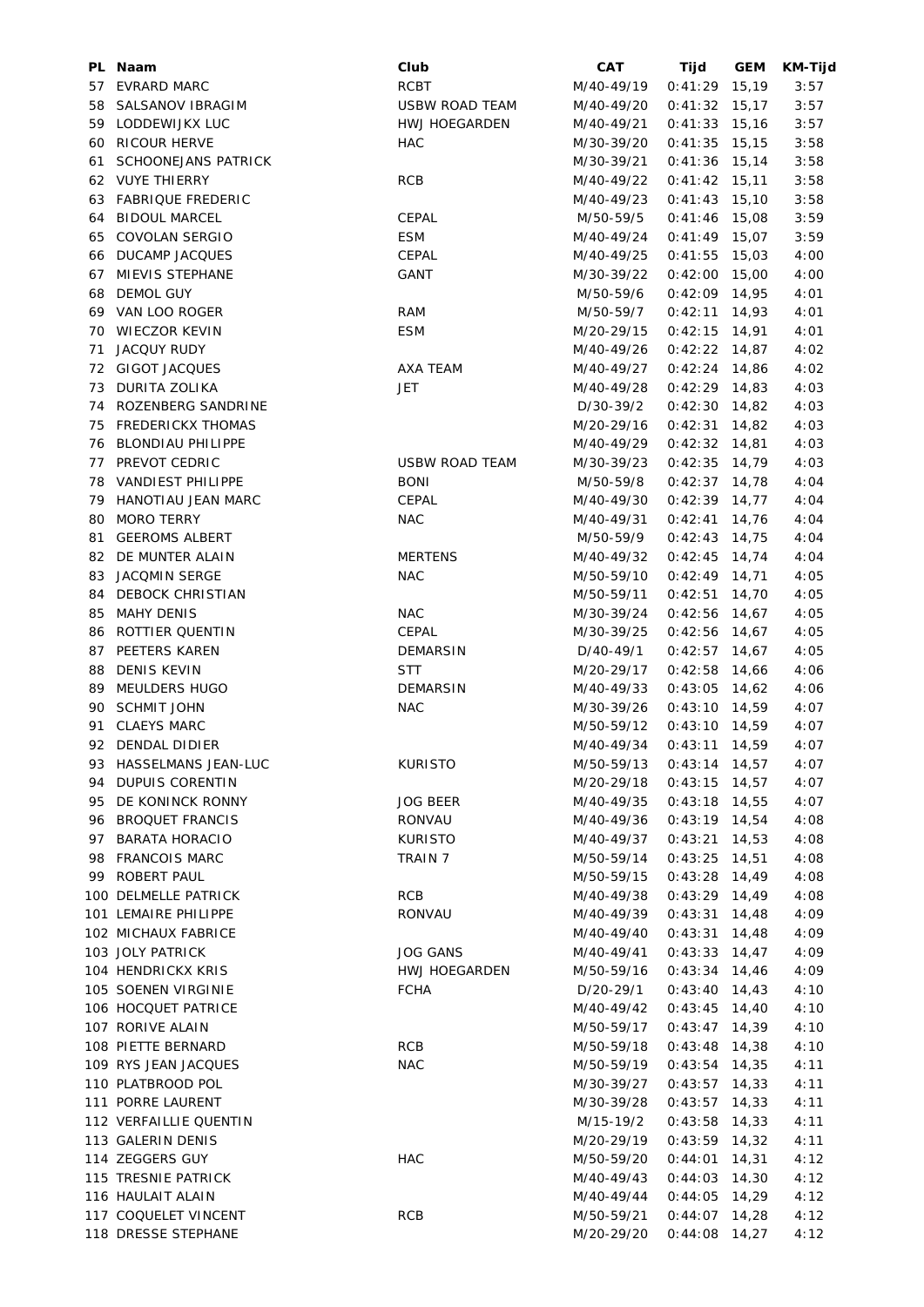| PL | Naam | Club | CAT | Tijd | GEM | KM-Tijd |
|---|---|---|---|---|---|---|
| 57 | EVRARD MARC | RCBT | M/40-49/19 | 0:41:29 | 15,19 | 3:57 |
| 58 | SALSANOV IBRAGIM | USBW ROAD TEAM | M/40-49/20 | 0:41:32 | 15,17 | 3:57 |
| 59 | LODDEWIJKX LUC | HWJ HOEGARDEN | M/40-49/21 | 0:41:33 | 15,16 | 3:57 |
| 60 | RICOUR HERVE | HAC | M/30-39/20 | 0:41:35 | 15,15 | 3:58 |
| 61 | SCHOONEJANS PATRICK | | M/30-39/21 | 0:41:36 | 15,14 | 3:58 |
| 62 | VUYE THIERRY | RCB | M/40-49/22 | 0:41:42 | 15,11 | 3:58 |
| 63 | FABRIQUE FREDERIC | | M/40-49/23 | 0:41:43 | 15,10 | 3:58 |
| 64 | BIDOUL MARCEL | CEPAL | M/50-59/5 | 0:41:46 | 15,08 | 3:59 |
| 65 | COVOLAN SERGIO | ESM | M/40-49/24 | 0:41:49 | 15,07 | 3:59 |
| 66 | DUCAMP JACQUES | CEPAL | M/40-49/25 | 0:41:55 | 15,03 | 4:00 |
| 67 | MIEVIS STEPHANE | GANT | M/30-39/22 | 0:42:00 | 15,00 | 4:00 |
| 68 | DEMOL GUY | | M/50-59/6 | 0:42:09 | 14,95 | 4:01 |
| 69 | VAN LOO ROGER | RAM | M/50-59/7 | 0:42:11 | 14,93 | 4:01 |
| 70 | WIECZOR KEVIN | ESM | M/20-29/15 | 0:42:15 | 14,91 | 4:01 |
| 71 | JACQUY RUDY | | M/40-49/26 | 0:42:22 | 14,87 | 4:02 |
| 72 | GIGOT JACQUES | AXA TEAM | M/40-49/27 | 0:42:24 | 14,86 | 4:02 |
| 73 | DURITA ZOLIKA | JET | M/40-49/28 | 0:42:29 | 14,83 | 4:03 |
| 74 | ROZENBERG SANDRINE | | D/30-39/2 | 0:42:30 | 14,82 | 4:03 |
| 75 | FREDERICKX THOMAS | | M/20-29/16 | 0:42:31 | 14,82 | 4:03 |
| 76 | BLONDIAU PHILIPPE | | M/40-49/29 | 0:42:32 | 14,81 | 4:03 |
| 77 | PREVOT CEDRIC | USBW ROAD TEAM | M/30-39/23 | 0:42:35 | 14,79 | 4:03 |
| 78 | VANDIEST PHILIPPE | BONI | M/50-59/8 | 0:42:37 | 14,78 | 4:04 |
| 79 | HANOTIAU JEAN MARC | CEPAL | M/40-49/30 | 0:42:39 | 14,77 | 4:04 |
| 80 | MORO TERRY | NAC | M/40-49/31 | 0:42:41 | 14,76 | 4:04 |
| 81 | GEEROMS ALBERT | | M/50-59/9 | 0:42:43 | 14,75 | 4:04 |
| 82 | DE MUNTER ALAIN | MERTENS | M/40-49/32 | 0:42:45 | 14,74 | 4:04 |
| 83 | JACQMIN SERGE | NAC | M/50-59/10 | 0:42:49 | 14,71 | 4:05 |
| 84 | DEBOCK CHRISTIAN | | M/50-59/11 | 0:42:51 | 14,70 | 4:05 |
| 85 | MAHY DENIS | NAC | M/30-39/24 | 0:42:56 | 14,67 | 4:05 |
| 86 | ROTTIER QUENTIN | CEPAL | M/30-39/25 | 0:42:56 | 14,67 | 4:05 |
| 87 | PEETERS KAREN | DEMARSIN | D/40-49/1 | 0:42:57 | 14,67 | 4:05 |
| 88 | DENIS KEVIN | STT | M/20-29/17 | 0:42:58 | 14,66 | 4:06 |
| 89 | MEULDERS HUGO | DEMARSIN | M/40-49/33 | 0:43:05 | 14,62 | 4:06 |
| 90 | SCHMIT JOHN | NAC | M/30-39/26 | 0:43:10 | 14,59 | 4:07 |
| 91 | CLAEYS MARC | | M/50-59/12 | 0:43:10 | 14,59 | 4:07 |
| 92 | DENDAL DIDIER | | M/40-49/34 | 0:43:11 | 14,59 | 4:07 |
| 93 | HASSELMANS JEAN-LUC | KURISTO | M/50-59/13 | 0:43:14 | 14,57 | 4:07 |
| 94 | DUPUIS CORENTIN | | M/20-29/18 | 0:43:15 | 14,57 | 4:07 |
| 95 | DE KONINCK RONNY | JOG BEER | M/40-49/35 | 0:43:18 | 14,55 | 4:07 |
| 96 | BROQUET FRANCIS | RONVAU | M/40-49/36 | 0:43:19 | 14,54 | 4:08 |
| 97 | BARATA HORACIO | KURISTO | M/40-49/37 | 0:43:21 | 14,53 | 4:08 |
| 98 | FRANCOIS MARC | TRAIN 7 | M/50-59/14 | 0:43:25 | 14,51 | 4:08 |
| 99 | ROBERT PAUL | | M/50-59/15 | 0:43:28 | 14,49 | 4:08 |
| 100 | DELMELLE PATRICK | RCB | M/40-49/38 | 0:43:29 | 14,49 | 4:08 |
| 101 | LEMAIRE PHILIPPE | RONVAU | M/40-49/39 | 0:43:31 | 14,48 | 4:09 |
| 102 | MICHAUX FABRICE | | M/40-49/40 | 0:43:31 | 14,48 | 4:09 |
| 103 | JOLY PATRICK | JOG GANS | M/40-49/41 | 0:43:33 | 14,47 | 4:09 |
| 104 | HENDRICKX KRIS | HWJ HOEGARDEN | M/50-59/16 | 0:43:34 | 14,46 | 4:09 |
| 105 | SOENEN VIRGINIE | FCHA | D/20-29/1 | 0:43:40 | 14,43 | 4:10 |
| 106 | HOCQUET PATRICE | | M/40-49/42 | 0:43:45 | 14,40 | 4:10 |
| 107 | RORIVE ALAIN | | M/50-59/17 | 0:43:47 | 14,39 | 4:10 |
| 108 | PIETTE BERNARD | RCB | M/50-59/18 | 0:43:48 | 14,38 | 4:10 |
| 109 | RYS JEAN JACQUES | NAC | M/50-59/19 | 0:43:54 | 14,35 | 4:11 |
| 110 | PLATBROOD POL | | M/30-39/27 | 0:43:57 | 14,33 | 4:11 |
| 111 | PORRE LAURENT | | M/30-39/28 | 0:43:57 | 14,33 | 4:11 |
| 112 | VERFAILLIE QUENTIN | | M/15-19/2 | 0:43:58 | 14,33 | 4:11 |
| 113 | GALERIN DENIS | | M/20-29/19 | 0:43:59 | 14,32 | 4:11 |
| 114 | ZEGGERS GUY | HAC | M/50-59/20 | 0:44:01 | 14,31 | 4:12 |
| 115 | TRESNIE PATRICK | | M/40-49/43 | 0:44:03 | 14,30 | 4:12 |
| 116 | HAULAIT ALAIN | | M/40-49/44 | 0:44:05 | 14,29 | 4:12 |
| 117 | COQUELET VINCENT | RCB | M/50-59/21 | 0:44:07 | 14,28 | 4:12 |
| 118 | DRESSE STEPHANE | | M/20-29/20 | 0:44:08 | 14,27 | 4:12 |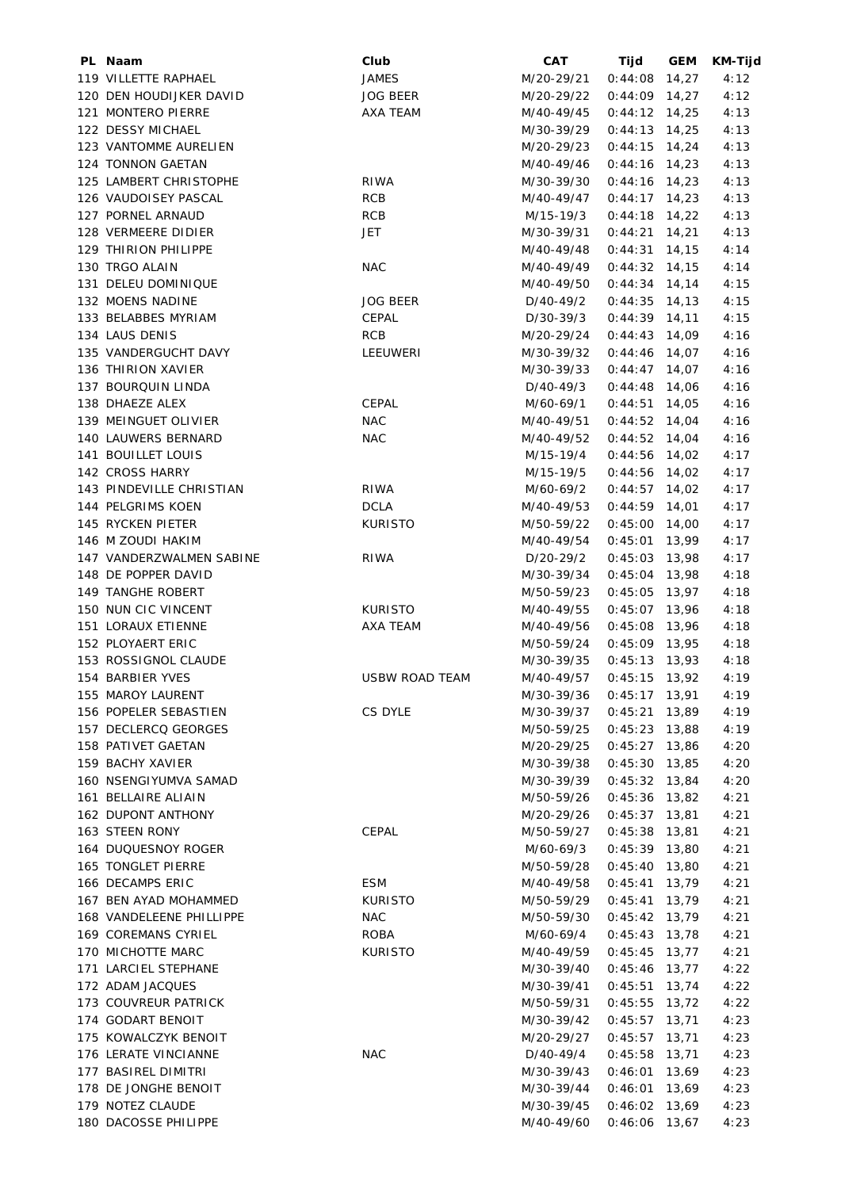| PL | Naam | Club | CAT | Tijd | GEM | KM-Tijd |
|---|---|---|---|---|---|---|
| 119 | VILLETTE RAPHAEL | JAMES | M/20-29/21 | 0:44:08 | 14,27 | 4:12 |
| 120 | DEN HOUDIJKER DAVID | JOG BEER | M/20-29/22 | 0:44:09 | 14,27 | 4:12 |
| 121 | MONTERO PIERRE | AXA TEAM | M/40-49/45 | 0:44:12 | 14,25 | 4:13 |
| 122 | DESSY MICHAEL | | M/30-39/29 | 0:44:13 | 14,25 | 4:13 |
| 123 | VANTOMME AURELIEN | | M/20-29/23 | 0:44:15 | 14,24 | 4:13 |
| 124 | TONNON GAETAN | | M/40-49/46 | 0:44:16 | 14,23 | 4:13 |
| 125 | LAMBERT CHRISTOPHE | RIWA | M/30-39/30 | 0:44:16 | 14,23 | 4:13 |
| 126 | VAUDOISEY PASCAL | RCB | M/40-49/47 | 0:44:17 | 14,23 | 4:13 |
| 127 | PORNEL ARNAUD | RCB | M/15-19/3 | 0:44:18 | 14,22 | 4:13 |
| 128 | VERMEERE DIDIER | JET | M/30-39/31 | 0:44:21 | 14,21 | 4:13 |
| 129 | THIRION PHILIPPE | | M/40-49/48 | 0:44:31 | 14,15 | 4:14 |
| 130 | TRGO ALAIN | NAC | M/40-49/49 | 0:44:32 | 14,15 | 4:14 |
| 131 | DELEU DOMINIQUE | | M/40-49/50 | 0:44:34 | 14,14 | 4:15 |
| 132 | MOENS NADINE | JOG BEER | D/40-49/2 | 0:44:35 | 14,13 | 4:15 |
| 133 | BELABBES MYRIAM | CEPAL | D/30-39/3 | 0:44:39 | 14,11 | 4:15 |
| 134 | LAUS DENIS | RCB | M/20-29/24 | 0:44:43 | 14,09 | 4:16 |
| 135 | VANDERGUCHT DAVY | LEEUWERI | M/30-39/32 | 0:44:46 | 14,07 | 4:16 |
| 136 | THIRION XAVIER | | M/30-39/33 | 0:44:47 | 14,07 | 4:16 |
| 137 | BOURQUIN LINDA | | D/40-49/3 | 0:44:48 | 14,06 | 4:16 |
| 138 | DHAEZE ALEX | CEPAL | M/60-69/1 | 0:44:51 | 14,05 | 4:16 |
| 139 | MEINGUET OLIVIER | NAC | M/40-49/51 | 0:44:52 | 14,04 | 4:16 |
| 140 | LAUWERS BERNARD | NAC | M/40-49/52 | 0:44:52 | 14,04 | 4:16 |
| 141 | BOUILLET LOUIS | | M/15-19/4 | 0:44:56 | 14,02 | 4:17 |
| 142 | CROSS HARRY | | M/15-19/5 | 0:44:56 | 14,02 | 4:17 |
| 143 | PINDEVILLE CHRISTIAN | RIWA | M/60-69/2 | 0:44:57 | 14,02 | 4:17 |
| 144 | PELGRIMS KOEN | DCLA | M/40-49/53 | 0:44:59 | 14,01 | 4:17 |
| 145 | RYCKEN PIETER | KURISTO | M/50-59/22 | 0:45:00 | 14,00 | 4:17 |
| 146 | M ZOUDI HAKIM | | M/40-49/54 | 0:45:01 | 13,99 | 4:17 |
| 147 | VANDERZWALMEN SABINE | RIWA | D/20-29/2 | 0:45:03 | 13,98 | 4:17 |
| 148 | DE POPPER DAVID | | M/30-39/34 | 0:45:04 | 13,98 | 4:18 |
| 149 | TANGHE ROBERT | | M/50-59/23 | 0:45:05 | 13,97 | 4:18 |
| 150 | NUN CIC VINCENT | KURISTO | M/40-49/55 | 0:45:07 | 13,96 | 4:18 |
| 151 | LORAUX ETIENNE | AXA TEAM | M/40-49/56 | 0:45:08 | 13,96 | 4:18 |
| 152 | PLOYAERT ERIC | | M/50-59/24 | 0:45:09 | 13,95 | 4:18 |
| 153 | ROSSIGNOL CLAUDE | | M/30-39/35 | 0:45:13 | 13,93 | 4:18 |
| 154 | BARBIER YVES | USBW ROAD TEAM | M/40-49/57 | 0:45:15 | 13,92 | 4:19 |
| 155 | MAROY LAURENT | | M/30-39/36 | 0:45:17 | 13,91 | 4:19 |
| 156 | POPELER SEBASTIEN | CS DYLE | M/30-39/37 | 0:45:21 | 13,89 | 4:19 |
| 157 | DECLERCQ GEORGES | | M/50-59/25 | 0:45:23 | 13,88 | 4:19 |
| 158 | PATIVET GAETAN | | M/20-29/25 | 0:45:27 | 13,86 | 4:20 |
| 159 | BACHY XAVIER | | M/30-39/38 | 0:45:30 | 13,85 | 4:20 |
| 160 | NSENGIYUMVA SAMAD | | M/30-39/39 | 0:45:32 | 13,84 | 4:20 |
| 161 | BELLAIRE ALIAIN | | M/50-59/26 | 0:45:36 | 13,82 | 4:21 |
| 162 | DUPONT ANTHONY | | M/20-29/26 | 0:45:37 | 13,81 | 4:21 |
| 163 | STEEN RONY | CEPAL | M/50-59/27 | 0:45:38 | 13,81 | 4:21 |
| 164 | DUQUESNOY ROGER | | M/60-69/3 | 0:45:39 | 13,80 | 4:21 |
| 165 | TONGLET PIERRE | | M/50-59/28 | 0:45:40 | 13,80 | 4:21 |
| 166 | DECAMPS ERIC | ESM | M/40-49/58 | 0:45:41 | 13,79 | 4:21 |
| 167 | BEN AYAD MOHAMMED | KURISTO | M/50-59/29 | 0:45:41 | 13,79 | 4:21 |
| 168 | VANDELEENE PHILLIPPE | NAC | M/50-59/30 | 0:45:42 | 13,79 | 4:21 |
| 169 | COREMANS CYRIEL | ROBA | M/60-69/4 | 0:45:43 | 13,78 | 4:21 |
| 170 | MICHOTTE MARC | KURISTO | M/40-49/59 | 0:45:45 | 13,77 | 4:21 |
| 171 | LARCIEL STEPHANE | | M/30-39/40 | 0:45:46 | 13,77 | 4:22 |
| 172 | ADAM JACQUES | | M/30-39/41 | 0:45:51 | 13,74 | 4:22 |
| 173 | COUVREUR PATRICK | | M/50-59/31 | 0:45:55 | 13,72 | 4:22 |
| 174 | GODART BENOIT | | M/30-39/42 | 0:45:57 | 13,71 | 4:23 |
| 175 | KOWALCZYK BENOIT | | M/20-29/27 | 0:45:57 | 13,71 | 4:23 |
| 176 | LERATE VINCIANNE | NAC | D/40-49/4 | 0:45:58 | 13,71 | 4:23 |
| 177 | BASIREL DIMITRI | | M/30-39/43 | 0:46:01 | 13,69 | 4:23 |
| 178 | DE JONGHE BENOIT | | M/30-39/44 | 0:46:01 | 13,69 | 4:23 |
| 179 | NOTEZ CLAUDE | | M/30-39/45 | 0:46:02 | 13,69 | 4:23 |
| 180 | DACOSSE PHILIPPE | | M/40-49/60 | 0:46:06 | 13,67 | 4:23 |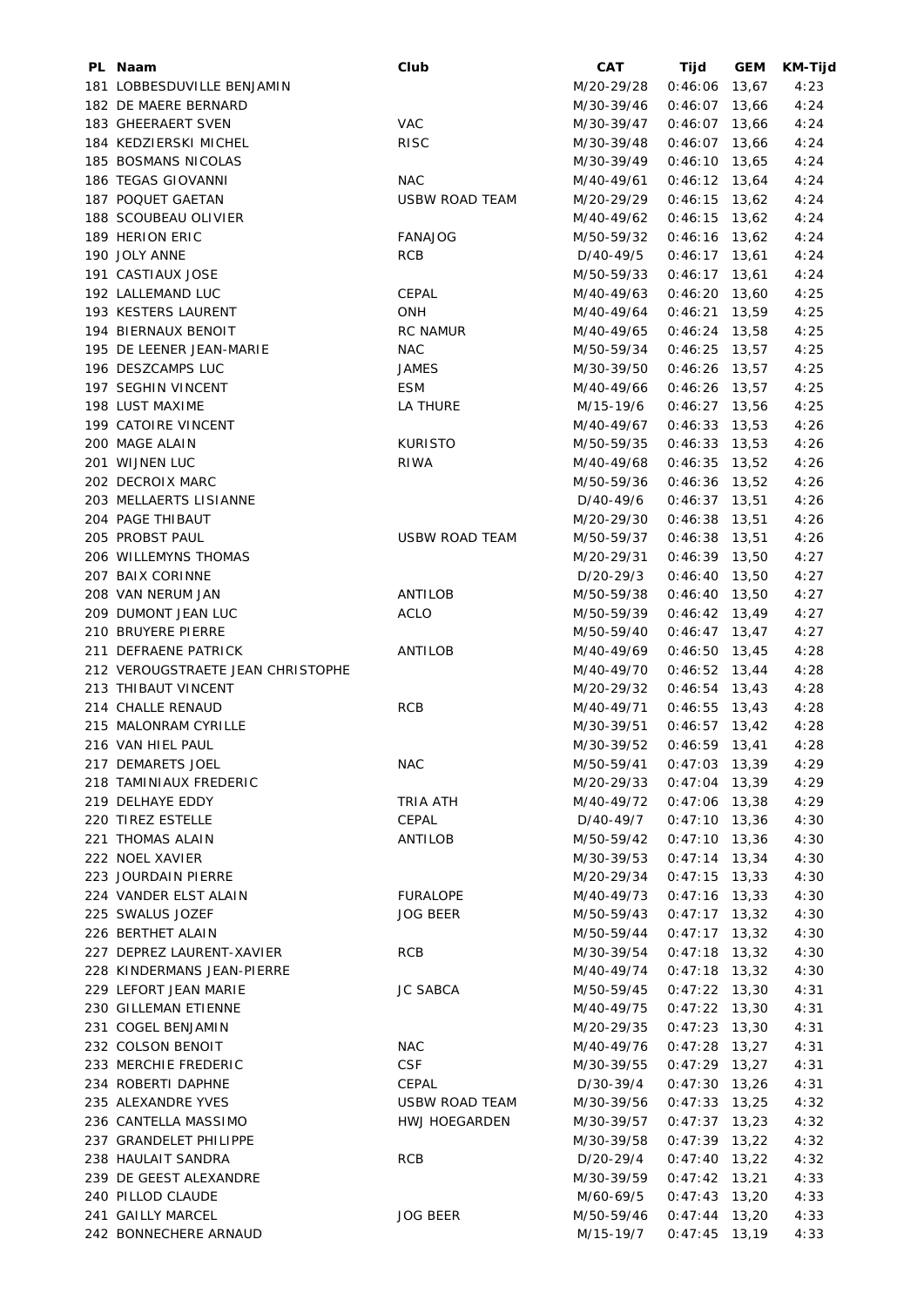| PL | Naam | Club | CAT | Tijd | GEM | KM-Tijd |
|---|---|---|---|---|---|---|
| 181 | LOBBESDUVILLE BENJAMIN | | M/20-29/28 | 0:46:06 | 13,67 | 4:23 |
| 182 | DE MAERE BERNARD | | M/30-39/46 | 0:46:07 | 13,66 | 4:24 |
| 183 | GHEERAERT SVEN | VAC | M/30-39/47 | 0:46:07 | 13,66 | 4:24 |
| 184 | KEDZIERSKI MICHEL | RISC | M/30-39/48 | 0:46:07 | 13,66 | 4:24 |
| 185 | BOSMANS NICOLAS | | M/30-39/49 | 0:46:10 | 13,65 | 4:24 |
| 186 | TEGAS GIOVANNI | NAC | M/40-49/61 | 0:46:12 | 13,64 | 4:24 |
| 187 | POQUET GAETAN | USBW ROAD TEAM | M/20-29/29 | 0:46:15 | 13,62 | 4:24 |
| 188 | SCOUBEAU OLIVIER | | M/40-49/62 | 0:46:15 | 13,62 | 4:24 |
| 189 | HERION ERIC | FANAJOG | M/50-59/32 | 0:46:16 | 13,62 | 4:24 |
| 190 | JOLY ANNE | RCB | D/40-49/5 | 0:46:17 | 13,61 | 4:24 |
| 191 | CASTIAUX JOSE | | M/50-59/33 | 0:46:17 | 13,61 | 4:24 |
| 192 | LALLEMAND LUC | CEPAL | M/40-49/63 | 0:46:20 | 13,60 | 4:25 |
| 193 | KESTERS LAURENT | ONH | M/40-49/64 | 0:46:21 | 13,59 | 4:25 |
| 194 | BIERNAUX BENOIT | RC NAMUR | M/40-49/65 | 0:46:24 | 13,58 | 4:25 |
| 195 | DE LEENER JEAN-MARIE | NAC | M/50-59/34 | 0:46:25 | 13,57 | 4:25 |
| 196 | DESZCAMPS LUC | JAMES | M/30-39/50 | 0:46:26 | 13,57 | 4:25 |
| 197 | SEGHIN VINCENT | ESM | M/40-49/66 | 0:46:26 | 13,57 | 4:25 |
| 198 | LUST MAXIME | LA THURE | M/15-19/6 | 0:46:27 | 13,56 | 4:25 |
| 199 | CATOIRE VINCENT | | M/40-49/67 | 0:46:33 | 13,53 | 4:26 |
| 200 | MAGE ALAIN | KURISTO | M/50-59/35 | 0:46:33 | 13,53 | 4:26 |
| 201 | WIJNEN LUC | RIWA | M/40-49/68 | 0:46:35 | 13,52 | 4:26 |
| 202 | DECROIX MARC | | M/50-59/36 | 0:46:36 | 13,52 | 4:26 |
| 203 | MELLAERTS LISIANNE | | D/40-49/6 | 0:46:37 | 13,51 | 4:26 |
| 204 | PAGE THIBAUT | | M/20-29/30 | 0:46:38 | 13,51 | 4:26 |
| 205 | PROBST PAUL | USBW ROAD TEAM | M/50-59/37 | 0:46:38 | 13,51 | 4:26 |
| 206 | WILLEMYNS THOMAS | | M/20-29/31 | 0:46:39 | 13,50 | 4:27 |
| 207 | BAIX CORINNE | | D/20-29/3 | 0:46:40 | 13,50 | 4:27 |
| 208 | VAN NERUM JAN | ANTILOB | M/50-59/38 | 0:46:40 | 13,50 | 4:27 |
| 209 | DUMONT JEAN LUC | ACLO | M/50-59/39 | 0:46:42 | 13,49 | 4:27 |
| 210 | BRUYERE PIERRE | | M/50-59/40 | 0:46:47 | 13,47 | 4:27 |
| 211 | DEFRAENE PATRICK | ANTILOB | M/40-49/69 | 0:46:50 | 13,45 | 4:28 |
| 212 | VEROUGSTRAETE JEAN CHRISTOPHE | | M/40-49/70 | 0:46:52 | 13,44 | 4:28 |
| 213 | THIBAUT VINCENT | | M/20-29/32 | 0:46:54 | 13,43 | 4:28 |
| 214 | CHALLE RENAUD | RCB | M/40-49/71 | 0:46:55 | 13,43 | 4:28 |
| 215 | MALONRAM CYRILLE | | M/30-39/51 | 0:46:57 | 13,42 | 4:28 |
| 216 | VAN HIEL PAUL | | M/30-39/52 | 0:46:59 | 13,41 | 4:28 |
| 217 | DEMARETS JOEL | NAC | M/50-59/41 | 0:47:03 | 13,39 | 4:29 |
| 218 | TAMINIAUX FREDERIC | | M/20-29/33 | 0:47:04 | 13,39 | 4:29 |
| 219 | DELHAYE EDDY | TRIA ATH | M/40-49/72 | 0:47:06 | 13,38 | 4:29 |
| 220 | TIREZ ESTELLE | CEPAL | D/40-49/7 | 0:47:10 | 13,36 | 4:30 |
| 221 | THOMAS ALAIN | ANTILOB | M/50-59/42 | 0:47:10 | 13,36 | 4:30 |
| 222 | NOEL XAVIER | | M/30-39/53 | 0:47:14 | 13,34 | 4:30 |
| 223 | JOURDAIN PIERRE | | M/20-29/34 | 0:47:15 | 13,33 | 4:30 |
| 224 | VANDER ELST ALAIN | FURALOPE | M/40-49/73 | 0:47:16 | 13,33 | 4:30 |
| 225 | SWALUS JOZEF | JOG BEER | M/50-59/43 | 0:47:17 | 13,32 | 4:30 |
| 226 | BERTHET ALAIN | | M/50-59/44 | 0:47:17 | 13,32 | 4:30 |
| 227 | DEPREZ LAURENT-XAVIER | RCB | M/30-39/54 | 0:47:18 | 13,32 | 4:30 |
| 228 | KINDERMANS JEAN-PIERRE | | M/40-49/74 | 0:47:18 | 13,32 | 4:30 |
| 229 | LEFORT JEAN MARIE | JC SABCA | M/50-59/45 | 0:47:22 | 13,30 | 4:31 |
| 230 | GILLEMAN ETIENNE | | M/40-49/75 | 0:47:22 | 13,30 | 4:31 |
| 231 | COGEL BENJAMIN | | M/20-29/35 | 0:47:23 | 13,30 | 4:31 |
| 232 | COLSON BENOIT | NAC | M/40-49/76 | 0:47:28 | 13,27 | 4:31 |
| 233 | MERCHIE FREDERIC | CSF | M/30-39/55 | 0:47:29 | 13,27 | 4:31 |
| 234 | ROBERTI DAPHNE | CEPAL | D/30-39/4 | 0:47:30 | 13,26 | 4:31 |
| 235 | ALEXANDRE YVES | USBW ROAD TEAM | M/30-39/56 | 0:47:33 | 13,25 | 4:32 |
| 236 | CANTELLA MASSIMO | HWJ HOEGARDEN | M/30-39/57 | 0:47:37 | 13,23 | 4:32 |
| 237 | GRANDELET PHILIPPE | | M/30-39/58 | 0:47:39 | 13,22 | 4:32 |
| 238 | HAULAIT SANDRA | RCB | D/20-29/4 | 0:47:40 | 13,22 | 4:32 |
| 239 | DE GEEST ALEXANDRE | | M/30-39/59 | 0:47:42 | 13,21 | 4:33 |
| 240 | PILLOD CLAUDE | | M/60-69/5 | 0:47:43 | 13,20 | 4:33 |
| 241 | GAILLY MARCEL | JOG BEER | M/50-59/46 | 0:47:44 | 13,20 | 4:33 |
| 242 | BONNECHERE ARNAUD | | M/15-19/7 | 0:47:45 | 13,19 | 4:33 |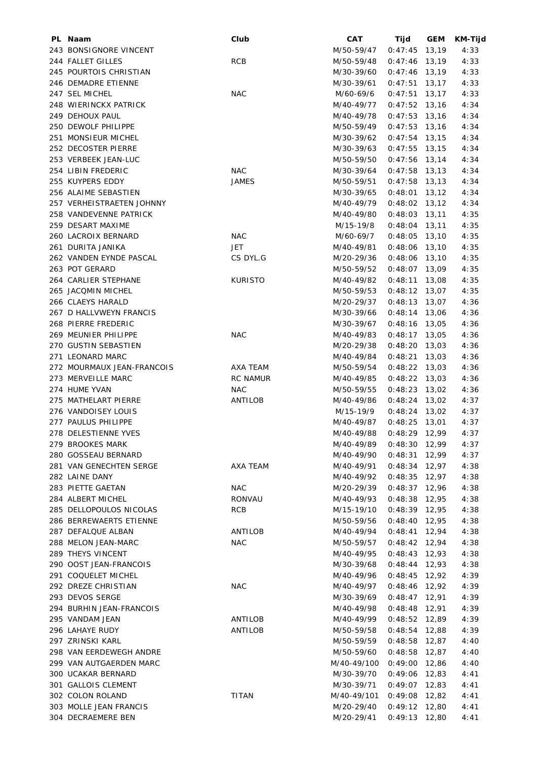| PL | Naam | Club | CAT | Tijd | GEM | KM-Tijd |
|---|---|---|---|---|---|---|
| 243 | BONSIGNORE VINCENT | | M/50-59/47 | 0:47:45 | 13,19 | 4:33 |
| 244 | FALLET GILLES | RCB | M/50-59/48 | 0:47:46 | 13,19 | 4:33 |
| 245 | POURTOIS CHRISTIAN | | M/30-39/60 | 0:47:46 | 13,19 | 4:33 |
| 246 | DEMADRE ETIENNE | | M/30-39/61 | 0:47:51 | 13,17 | 4:33 |
| 247 | SEL MICHEL | NAC | M/60-69/6 | 0:47:51 | 13,17 | 4:33 |
| 248 | WIERINCKX PATRICK | | M/40-49/77 | 0:47:52 | 13,16 | 4:34 |
| 249 | DEHOUX PAUL | | M/40-49/78 | 0:47:53 | 13,16 | 4:34 |
| 250 | DEWOLF PHILIPPE | | M/50-59/49 | 0:47:53 | 13,16 | 4:34 |
| 251 | MONSIEUR MICHEL | | M/30-39/62 | 0:47:54 | 13,15 | 4:34 |
| 252 | DECOSTER PIERRE | | M/30-39/63 | 0:47:55 | 13,15 | 4:34 |
| 253 | VERBEEK JEAN-LUC | | M/50-59/50 | 0:47:56 | 13,14 | 4:34 |
| 254 | LIBIN FREDERIC | NAC | M/30-39/64 | 0:47:58 | 13,13 | 4:34 |
| 255 | KUYPERS EDDY | JAMES | M/50-59/51 | 0:47:58 | 13,13 | 4:34 |
| 256 | ALAIME SEBASTIEN | | M/30-39/65 | 0:48:01 | 13,12 | 4:34 |
| 257 | VERHEISTRAETEN JOHNNY | | M/40-49/79 | 0:48:02 | 13,12 | 4:34 |
| 258 | VANDEVENNE PATRICK | | M/40-49/80 | 0:48:03 | 13,11 | 4:35 |
| 259 | DESART MAXIME | | M/15-19/8 | 0:48:04 | 13,11 | 4:35 |
| 260 | LACROIX BERNARD | NAC | M/60-69/7 | 0:48:05 | 13,10 | 4:35 |
| 261 | DURITA JANIKA | JET | M/40-49/81 | 0:48:06 | 13,10 | 4:35 |
| 262 | VANDEN EYNDE PASCAL | CS DYL.G | M/20-29/36 | 0:48:06 | 13,10 | 4:35 |
| 263 | POT GERARD | | M/50-59/52 | 0:48:07 | 13,09 | 4:35 |
| 264 | CARLIER STEPHANE | KURISTO | M/40-49/82 | 0:48:11 | 13,08 | 4:35 |
| 265 | JACQMIN MICHEL | | M/50-59/53 | 0:48:12 | 13,07 | 4:35 |
| 266 | CLAEYS HARALD | | M/20-29/37 | 0:48:13 | 13,07 | 4:36 |
| 267 | D HALLVWEYN FRANCIS | | M/30-39/66 | 0:48:14 | 13,06 | 4:36 |
| 268 | PIERRE FREDERIC | | M/30-39/67 | 0:48:16 | 13,05 | 4:36 |
| 269 | MEUNIER PHILIPPE | NAC | M/40-49/83 | 0:48:17 | 13,05 | 4:36 |
| 270 | GUSTIN SEBASTIEN | | M/20-29/38 | 0:48:20 | 13,03 | 4:36 |
| 271 | LEONARD MARC | | M/40-49/84 | 0:48:21 | 13,03 | 4:36 |
| 272 | MOURMAUX JEAN-FRANCOIS | AXA TEAM | M/50-59/54 | 0:48:22 | 13,03 | 4:36 |
| 273 | MERVEILLE MARC | RC NAMUR | M/40-49/85 | 0:48:22 | 13,03 | 4:36 |
| 274 | HUME YVAN | NAC | M/50-59/55 | 0:48:23 | 13,02 | 4:36 |
| 275 | MATHELART PIERRE | ANTILOB | M/40-49/86 | 0:48:24 | 13,02 | 4:37 |
| 276 | VANDOISEY LOUIS | | M/15-19/9 | 0:48:24 | 13,02 | 4:37 |
| 277 | PAULUS PHILIPPE | | M/40-49/87 | 0:48:25 | 13,01 | 4:37 |
| 278 | DELESTIENNE YVES | | M/40-49/88 | 0:48:29 | 12,99 | 4:37 |
| 279 | BROOKES MARK | | M/40-49/89 | 0:48:30 | 12,99 | 4:37 |
| 280 | GOSSEAU BERNARD | | M/40-49/90 | 0:48:31 | 12,99 | 4:37 |
| 281 | VAN GENECHTEN SERGE | AXA TEAM | M/40-49/91 | 0:48:34 | 12,97 | 4:38 |
| 282 | LAINE DANY | | M/40-49/92 | 0:48:35 | 12,97 | 4:38 |
| 283 | PIETTE GAETAN | NAC | M/20-29/39 | 0:48:37 | 12,96 | 4:38 |
| 284 | ALBERT MICHEL | RONVAU | M/40-49/93 | 0:48:38 | 12,95 | 4:38 |
| 285 | DELLOPOULOS NICOLAS | RCB | M/15-19/10 | 0:48:39 | 12,95 | 4:38 |
| 286 | BERREWAERTS ETIENNE | | M/50-59/56 | 0:48:40 | 12,95 | 4:38 |
| 287 | DEFALQUE ALBAN | ANTILOB | M/40-49/94 | 0:48:41 | 12,94 | 4:38 |
| 288 | MELON JEAN-MARC | NAC | M/50-59/57 | 0:48:42 | 12,94 | 4:38 |
| 289 | THEYS VINCENT | | M/40-49/95 | 0:48:43 | 12,93 | 4:38 |
| 290 | OOST JEAN-FRANCOIS | | M/30-39/68 | 0:48:44 | 12,93 | 4:38 |
| 291 | COQUELET MICHEL | | M/40-49/96 | 0:48:45 | 12,92 | 4:39 |
| 292 | DREZE CHRISTIAN | NAC | M/40-49/97 | 0:48:46 | 12,92 | 4:39 |
| 293 | DEVOS SERGE | | M/30-39/69 | 0:48:47 | 12,91 | 4:39 |
| 294 | BURHIN JEAN-FRANCOIS | | M/40-49/98 | 0:48:48 | 12,91 | 4:39 |
| 295 | VANDAM JEAN | ANTILOB | M/40-49/99 | 0:48:52 | 12,89 | 4:39 |
| 296 | LAHAYE RUDY | ANTILOB | M/50-59/58 | 0:48:54 | 12,88 | 4:39 |
| 297 | ZRINSKI KARL | | M/50-59/59 | 0:48:58 | 12,87 | 4:40 |
| 298 | VAN EERDEWEGH ANDRE | | M/50-59/60 | 0:48:58 | 12,87 | 4:40 |
| 299 | VAN AUTGAERDEN MARC | | M/40-49/100 | 0:49:00 | 12,86 | 4:40 |
| 300 | UCAKAR BERNARD | | M/30-39/70 | 0:49:06 | 12,83 | 4:41 |
| 301 | GALLOIS CLEMENT | | M/30-39/71 | 0:49:07 | 12,83 | 4:41 |
| 302 | COLON ROLAND | TITAN | M/40-49/101 | 0:49:08 | 12,82 | 4:41 |
| 303 | MOLLE JEAN FRANCIS | | M/20-29/40 | 0:49:12 | 12,80 | 4:41 |
| 304 | DECRAEMERE BEN | | M/20-29/41 | 0:49:13 | 12,80 | 4:41 |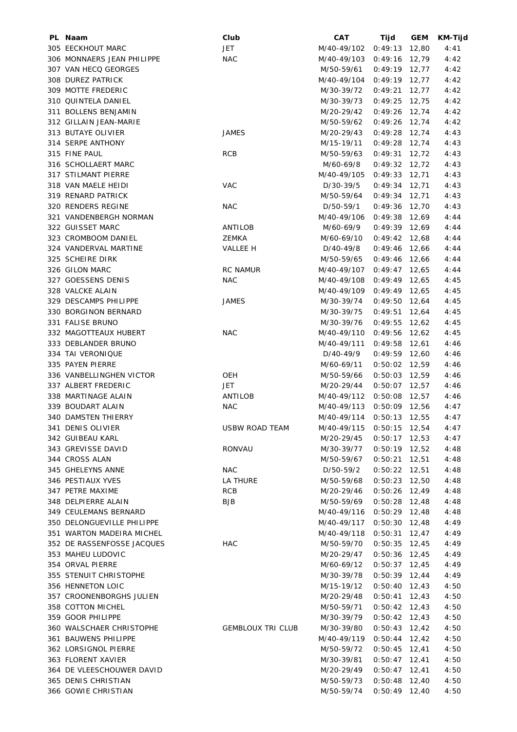| PL | Naam | Club | CAT | Tijd | GEM | KM-Tijd |
|---|---|---|---|---|---|---|
| 305 | EECKHOUT MARC | JET | M/40-49/102 | 0:49:13 | 12,80 | 4:41 |
| 306 | MONNAERS JEAN PHILIPPE | NAC | M/40-49/103 | 0:49:16 | 12,79 | 4:42 |
| 307 | VAN HECQ GEORGES | | M/50-59/61 | 0:49:19 | 12,77 | 4:42 |
| 308 | DUREZ PATRICK | | M/40-49/104 | 0:49:19 | 12,77 | 4:42 |
| 309 | MOTTE FREDERIC | | M/30-39/72 | 0:49:21 | 12,77 | 4:42 |
| 310 | QUINTELA DANIEL | | M/30-39/73 | 0:49:25 | 12,75 | 4:42 |
| 311 | BOLLENS BENJAMIN | | M/20-29/42 | 0:49:26 | 12,74 | 4:42 |
| 312 | GILLAIN JEAN-MARIE | | M/50-59/62 | 0:49:26 | 12,74 | 4:42 |
| 313 | BUTAYE OLIVIER | JAMES | M/20-29/43 | 0:49:28 | 12,74 | 4:43 |
| 314 | SERPE ANTHONY | | M/15-19/11 | 0:49:28 | 12,74 | 4:43 |
| 315 | FINE PAUL | RCB | M/50-59/63 | 0:49:31 | 12,72 | 4:43 |
| 316 | SCHOLLAERT MARC | | M/60-69/8 | 0:49:32 | 12,72 | 4:43 |
| 317 | STILMANT PIERRE | | M/40-49/105 | 0:49:33 | 12,71 | 4:43 |
| 318 | VAN MAELE HEIDI | VAC | D/30-39/5 | 0:49:34 | 12,71 | 4:43 |
| 319 | RENARD PATRICK | | M/50-59/64 | 0:49:34 | 12,71 | 4:43 |
| 320 | RENDERS REGINE | NAC | D/50-59/1 | 0:49:36 | 12,70 | 4:43 |
| 321 | VANDENBERGH NORMAN | | M/40-49/106 | 0:49:38 | 12,69 | 4:44 |
| 322 | GUISSET MARC | ANTILOB | M/60-69/9 | 0:49:39 | 12,69 | 4:44 |
| 323 | CROMBOOM DANIEL | ZEMKA | M/60-69/10 | 0:49:42 | 12,68 | 4:44 |
| 324 | VANDERVAL MARTINE | VALLEE H | D/40-49/8 | 0:49:46 | 12,66 | 4:44 |
| 325 | SCHEIRE DIRK | | M/50-59/65 | 0:49:46 | 12,66 | 4:44 |
| 326 | GILON MARC | RC NAMUR | M/40-49/107 | 0:49:47 | 12,65 | 4:44 |
| 327 | GOESSENS DENIS | NAC | M/40-49/108 | 0:49:49 | 12,65 | 4:45 |
| 328 | VALCKE ALAIN | | M/40-49/109 | 0:49:49 | 12,65 | 4:45 |
| 329 | DESCAMPS PHILIPPE | JAMES | M/30-39/74 | 0:49:50 | 12,64 | 4:45 |
| 330 | BORGINON BERNARD | | M/30-39/75 | 0:49:51 | 12,64 | 4:45 |
| 331 | FALISE BRUNO | | M/30-39/76 | 0:49:55 | 12,62 | 4:45 |
| 332 | MAGOTTEAUX HUBERT | NAC | M/40-49/110 | 0:49:56 | 12,62 | 4:45 |
| 333 | DEBLANDER BRUNO | | M/40-49/111 | 0:49:58 | 12,61 | 4:46 |
| 334 | TAI VERONIQUE | | D/40-49/9 | 0:49:59 | 12,60 | 4:46 |
| 335 | PAYEN PIERRE | | M/60-69/11 | 0:50:02 | 12,59 | 4:46 |
| 336 | VANBELLINGHEN VICTOR | OEH | M/50-59/66 | 0:50:03 | 12,59 | 4:46 |
| 337 | ALBERT FREDERIC | JET | M/20-29/44 | 0:50:07 | 12,57 | 4:46 |
| 338 | MARTINAGE ALAIN | ANTILOB | M/40-49/112 | 0:50:08 | 12,57 | 4:46 |
| 339 | BOUDART ALAIN | NAC | M/40-49/113 | 0:50:09 | 12,56 | 4:47 |
| 340 | DAMSTEN THIERRY | | M/40-49/114 | 0:50:13 | 12,55 | 4:47 |
| 341 | DENIS OLIVIER | USBW ROAD TEAM | M/40-49/115 | 0:50:15 | 12,54 | 4:47 |
| 342 | GUIBEAU KARL | | M/20-29/45 | 0:50:17 | 12,53 | 4:47 |
| 343 | GREVISSE DAVID | RONVAU | M/30-39/77 | 0:50:19 | 12,52 | 4:48 |
| 344 | CROSS ALAN | | M/50-59/67 | 0:50:21 | 12,51 | 4:48 |
| 345 | GHELEYNS ANNE | NAC | D/50-59/2 | 0:50:22 | 12,51 | 4:48 |
| 346 | PESTIAUX YVES | LA THURE | M/50-59/68 | 0:50:23 | 12,50 | 4:48 |
| 347 | PETRE MAXIME | RCB | M/20-29/46 | 0:50:26 | 12,49 | 4:48 |
| 348 | DELPIERRE ALAIN | BJB | M/50-59/69 | 0:50:28 | 12,48 | 4:48 |
| 349 | CEULEMANS BERNARD | | M/40-49/116 | 0:50:29 | 12,48 | 4:48 |
| 350 | DELONGUEVILLE PHILIPPE | | M/40-49/117 | 0:50:30 | 12,48 | 4:49 |
| 351 | WARTON MADEIRA MICHEL | | M/40-49/118 | 0:50:31 | 12,47 | 4:49 |
| 352 | DE RASSENFOSSE JACQUES | HAC | M/50-59/70 | 0:50:35 | 12,45 | 4:49 |
| 353 | MAHEU LUDOVIC | | M/20-29/47 | 0:50:36 | 12,45 | 4:49 |
| 354 | ORVAL PIERRE | | M/60-69/12 | 0:50:37 | 12,45 | 4:49 |
| 355 | STENUIT CHRISTOPHE | | M/30-39/78 | 0:50:39 | 12,44 | 4:49 |
| 356 | HENNETON LOIC | | M/15-19/12 | 0:50:40 | 12,43 | 4:50 |
| 357 | CROONENBORGHS JULIEN | | M/20-29/48 | 0:50:41 | 12,43 | 4:50 |
| 358 | COTTON MICHEL | | M/50-59/71 | 0:50:42 | 12,43 | 4:50 |
| 359 | GOOR PHILIPPE | | M/30-39/79 | 0:50:42 | 12,43 | 4:50 |
| 360 | WALSCHAER CHRISTOPHE | GEMBLOUX TRI CLUB | M/30-39/80 | 0:50:43 | 12,42 | 4:50 |
| 361 | BAUWENS PHILIPPE | | M/40-49/119 | 0:50:44 | 12,42 | 4:50 |
| 362 | LORSIGNOL PIERRE | | M/50-59/72 | 0:50:45 | 12,41 | 4:50 |
| 363 | FLORENT XAVIER | | M/30-39/81 | 0:50:47 | 12,41 | 4:50 |
| 364 | DE VLEESCHOUWER DAVID | | M/20-29/49 | 0:50:47 | 12,41 | 4:50 |
| 365 | DENIS CHRISTIAN | | M/50-59/73 | 0:50:48 | 12,40 | 4:50 |
| 366 | GOWIE CHRISTIAN | | M/50-59/74 | 0:50:49 | 12,40 | 4:50 |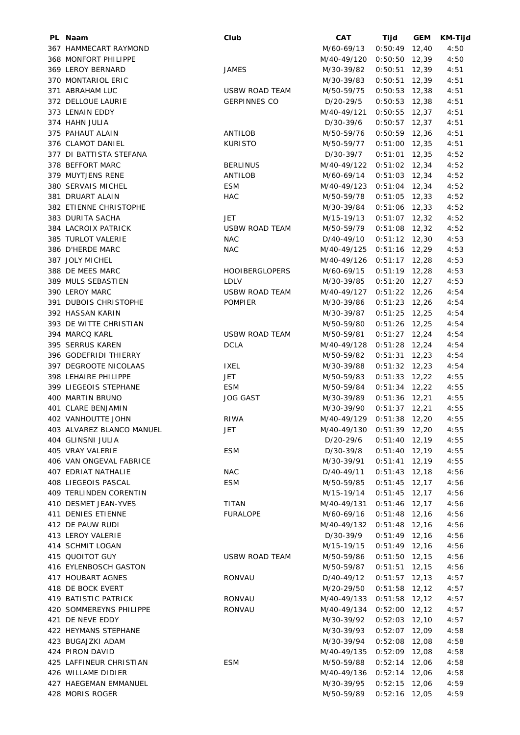| PL | Naam | Club | CAT | Tijd | GEM | KM-Tijd |
|---|---|---|---|---|---|---|
| 367 | HAMMECART RAYMOND | | M/60-69/13 | 0:50:49 | 12,40 | 4:50 |
| 368 | MONFORT PHILIPPE | | M/40-49/120 | 0:50:50 | 12,39 | 4:50 |
| 369 | LEROY BERNARD | JAMES | M/30-39/82 | 0:50:51 | 12,39 | 4:51 |
| 370 | MONTARIOL ERIC | | M/30-39/83 | 0:50:51 | 12,39 | 4:51 |
| 371 | ABRAHAM LUC | USBW ROAD TEAM | M/50-59/75 | 0:50:53 | 12,38 | 4:51 |
| 372 | DELLOUE LAURIE | GERPINNES CO | D/20-29/5 | 0:50:53 | 12,38 | 4:51 |
| 373 | LENAIN EDDY | | M/40-49/121 | 0:50:55 | 12,37 | 4:51 |
| 374 | HAHN JULIA | | D/30-39/6 | 0:50:57 | 12,37 | 4:51 |
| 375 | PAHAUT ALAIN | ANTILOB | M/50-59/76 | 0:50:59 | 12,36 | 4:51 |
| 376 | CLAMOT DANIEL | KURISTO | M/50-59/77 | 0:51:00 | 12,35 | 4:51 |
| 377 | DI BATTISTA STEFANA | | D/30-39/7 | 0:51:01 | 12,35 | 4:52 |
| 378 | BEFFORT MARC | BERLINUS | M/40-49/122 | 0:51:02 | 12,34 | 4:52 |
| 379 | MUYTJENS RENE | ANTILOB | M/60-69/14 | 0:51:03 | 12,34 | 4:52 |
| 380 | SERVAIS MICHEL | ESM | M/40-49/123 | 0:51:04 | 12,34 | 4:52 |
| 381 | DRUART ALAIN | HAC | M/50-59/78 | 0:51:05 | 12,33 | 4:52 |
| 382 | ETIENNE CHRISTOPHE | | M/30-39/84 | 0:51:06 | 12,33 | 4:52 |
| 383 | DURITA SACHA | JET | M/15-19/13 | 0:51:07 | 12,32 | 4:52 |
| 384 | LACROIX PATRICK | USBW ROAD TEAM | M/50-59/79 | 0:51:08 | 12,32 | 4:52 |
| 385 | TURLOT VALERIE | NAC | D/40-49/10 | 0:51:12 | 12,30 | 4:53 |
| 386 | D'HERDE MARC | NAC | M/40-49/125 | 0:51:16 | 12,29 | 4:53 |
| 387 | JOLY MICHEL | | M/40-49/126 | 0:51:17 | 12,28 | 4:53 |
| 388 | DE MEES MARC | HOOIBERGLOPERS | M/60-69/15 | 0:51:19 | 12,28 | 4:53 |
| 389 | MULS SEBASTIEN | LDLV | M/30-39/85 | 0:51:20 | 12,27 | 4:53 |
| 390 | LEROY MARC | USBW ROAD TEAM | M/40-49/127 | 0:51:22 | 12,26 | 4:54 |
| 391 | DUBOIS CHRISTOPHE | POMPIER | M/30-39/86 | 0:51:23 | 12,26 | 4:54 |
| 392 | HASSAN KARIN | | M/30-39/87 | 0:51:25 | 12,25 | 4:54 |
| 393 | DE WITTE CHRISTIAN | | M/50-59/80 | 0:51:26 | 12,25 | 4:54 |
| 394 | MARCQ KARL | USBW ROAD TEAM | M/50-59/81 | 0:51:27 | 12,24 | 4:54 |
| 395 | SERRUS KAREN | DCLA | M/40-49/128 | 0:51:28 | 12,24 | 4:54 |
| 396 | GODEFRIDI THIERRY | | M/50-59/82 | 0:51:31 | 12,23 | 4:54 |
| 397 | DEGROOTE NICOLAAS | IXEL | M/30-39/88 | 0:51:32 | 12,23 | 4:54 |
| 398 | LEHAIRE PHILIPPE | JET | M/50-59/83 | 0:51:33 | 12,22 | 4:55 |
| 399 | LIEGEOIS STEPHANE | ESM | M/50-59/84 | 0:51:34 | 12,22 | 4:55 |
| 400 | MARTIN BRUNO | JOG GAST | M/30-39/89 | 0:51:36 | 12,21 | 4:55 |
| 401 | CLARE BENJAMIN | | M/30-39/90 | 0:51:37 | 12,21 | 4:55 |
| 402 | VANHOUTTE JOHN | RIWA | M/40-49/129 | 0:51:38 | 12,20 | 4:55 |
| 403 | ALVAREZ BLANCO MANUEL | JET | M/40-49/130 | 0:51:39 | 12,20 | 4:55 |
| 404 | GLINSNI JULIA | | D/20-29/6 | 0:51:40 | 12,19 | 4:55 |
| 405 | VRAY VALERIE | ESM | D/30-39/8 | 0:51:40 | 12,19 | 4:55 |
| 406 | VAN ONGEVAL FABRICE | | M/30-39/91 | 0:51:41 | 12,19 | 4:55 |
| 407 | EDRIAT NATHALIE | NAC | D/40-49/11 | 0:51:43 | 12,18 | 4:56 |
| 408 | LIEGEOIS PASCAL | ESM | M/50-59/85 | 0:51:45 | 12,17 | 4:56 |
| 409 | TERLINDEN CORENTIN | | M/15-19/14 | 0:51:45 | 12,17 | 4:56 |
| 410 | DESMET JEAN-YVES | TITAN | M/40-49/131 | 0:51:46 | 12,17 | 4:56 |
| 411 | DENIES ETIENNE | FURALOPE | M/60-69/16 | 0:51:48 | 12,16 | 4:56 |
| 412 | DE PAUW RUDI | | M/40-49/132 | 0:51:48 | 12,16 | 4:56 |
| 413 | LEROY VALERIE | | D/30-39/9 | 0:51:49 | 12,16 | 4:56 |
| 414 | SCHMIT LOGAN | | M/15-19/15 | 0:51:49 | 12,16 | 4:56 |
| 415 | QUOITOT GUY | USBW ROAD TEAM | M/50-59/86 | 0:51:50 | 12,15 | 4:56 |
| 416 | EYLENBOSCH GASTON | | M/50-59/87 | 0:51:51 | 12,15 | 4:56 |
| 417 | HOUBART AGNES | RONVAU | D/40-49/12 | 0:51:57 | 12,13 | 4:57 |
| 418 | DE BOCK EVERT | | M/20-29/50 | 0:51:58 | 12,12 | 4:57 |
| 419 | BATISTIC PATRICK | RONVAU | M/40-49/133 | 0:51:58 | 12,12 | 4:57 |
| 420 | SOMMEREYNS PHILIPPE | RONVAU | M/40-49/134 | 0:52:00 | 12,12 | 4:57 |
| 421 | DE NEVE EDDY | | M/30-39/92 | 0:52:03 | 12,10 | 4:57 |
| 422 | HEYMANS STEPHANE | | M/30-39/93 | 0:52:07 | 12,09 | 4:58 |
| 423 | BUGAJZKI ADAM | | M/30-39/94 | 0:52:08 | 12,08 | 4:58 |
| 424 | PIRON DAVID | | M/40-49/135 | 0:52:09 | 12,08 | 4:58 |
| 425 | LAFFINEUR CHRISTIAN | ESM | M/50-59/88 | 0:52:14 | 12,06 | 4:58 |
| 426 | WILLAME DIDIER | | M/40-49/136 | 0:52:14 | 12,06 | 4:58 |
| 427 | HAEGEMAN EMMANUEL | | M/30-39/95 | 0:52:15 | 12,06 | 4:59 |
| 428 | MORIS ROGER | | M/50-59/89 | 0:52:16 | 12,05 | 4:59 |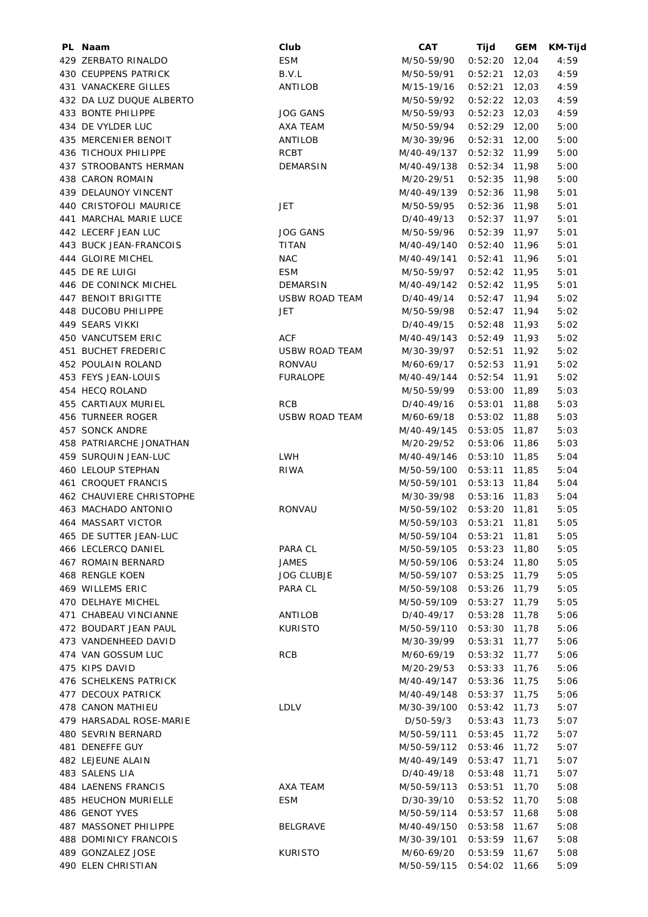| PL | Naam | Club | CAT | Tijd | GEM | KM-Tijd |
|---|---|---|---|---|---|---|
| 429 | ZERBATO RINALDO | ESM | M/50-59/90 | 0:52:20 | 12,04 | 4:59 |
| 430 | CEUPPENS PATRICK | B.V.L | M/50-59/91 | 0:52:21 | 12,03 | 4:59 |
| 431 | VANACKERE GILLES | ANTILOB | M/15-19/16 | 0:52:21 | 12,03 | 4:59 |
| 432 | DA LUZ DUQUE ALBERTO | | M/50-59/92 | 0:52:22 | 12,03 | 4:59 |
| 433 | BONTE PHILIPPE | JOG GANS | M/50-59/93 | 0:52:23 | 12,03 | 4:59 |
| 434 | DE VYLDER LUC | AXA TEAM | M/50-59/94 | 0:52:29 | 12,00 | 5:00 |
| 435 | MERCENIER BENOIT | ANTILOB | M/30-39/96 | 0:52:31 | 12,00 | 5:00 |
| 436 | TICHOUX PHILIPPE | RCBT | M/40-49/137 | 0:52:32 | 11,99 | 5:00 |
| 437 | STROOBANTS HERMAN | DEMARSIN | M/40-49/138 | 0:52:34 | 11,98 | 5:00 |
| 438 | CARON ROMAIN | | M/20-29/51 | 0:52:35 | 11,98 | 5:00 |
| 439 | DELAUNOY VINCENT | | M/40-49/139 | 0:52:36 | 11,98 | 5:01 |
| 440 | CRISTOFOLI MAURICE | JET | M/50-59/95 | 0:52:36 | 11,98 | 5:01 |
| 441 | MARCHAL MARIE LUCE | | D/40-49/13 | 0:52:37 | 11,97 | 5:01 |
| 442 | LECERF JEAN LUC | JOG GANS | M/50-59/96 | 0:52:39 | 11,97 | 5:01 |
| 443 | BUCK JEAN-FRANCOIS | TITAN | M/40-49/140 | 0:52:40 | 11,96 | 5:01 |
| 444 | GLOIRE MICHEL | NAC | M/40-49/141 | 0:52:41 | 11,96 | 5:01 |
| 445 | DE RE LUIGI | ESM | M/50-59/97 | 0:52:42 | 11,95 | 5:01 |
| 446 | DE CONINCK MICHEL | DEMARSIN | M/40-49/142 | 0:52:42 | 11,95 | 5:01 |
| 447 | BENOIT BRIGITTE | USBW ROAD TEAM | D/40-49/14 | 0:52:47 | 11,94 | 5:02 |
| 448 | DUCOBU PHILIPPE | JET | M/50-59/98 | 0:52:47 | 11,94 | 5:02 |
| 449 | SEARS VIKKI | | D/40-49/15 | 0:52:48 | 11,93 | 5:02 |
| 450 | VANCUTSEM ERIC | ACF | M/40-49/143 | 0:52:49 | 11,93 | 5:02 |
| 451 | BUCHET FREDERIC | USBW ROAD TEAM | M/30-39/97 | 0:52:51 | 11,92 | 5:02 |
| 452 | POULAIN ROLAND | RONVAU | M/60-69/17 | 0:52:53 | 11,91 | 5:02 |
| 453 | FEYS JEAN-LOUIS | FURALOPE | M/40-49/144 | 0:52:54 | 11,91 | 5:02 |
| 454 | HECQ ROLAND | | M/50-59/99 | 0:53:00 | 11,89 | 5:03 |
| 455 | CARTIAUX MURIEL | RCB | D/40-49/16 | 0:53:01 | 11,88 | 5:03 |
| 456 | TURNEER ROGER | USBW ROAD TEAM | M/60-69/18 | 0:53:02 | 11,88 | 5:03 |
| 457 | SONCK ANDRE | | M/40-49/145 | 0:53:05 | 11,87 | 5:03 |
| 458 | PATRIARCHE JONATHAN | | M/20-29/52 | 0:53:06 | 11,86 | 5:03 |
| 459 | SURQUIN JEAN-LUC | LWH | M/40-49/146 | 0:53:10 | 11,85 | 5:04 |
| 460 | LELOUP STEPHAN | RIWA | M/50-59/100 | 0:53:11 | 11,85 | 5:04 |
| 461 | CROQUET FRANCIS | | M/50-59/101 | 0:53:13 | 11,84 | 5:04 |
| 462 | CHAUVIERE CHRISTOPHE | | M/30-39/98 | 0:53:16 | 11,83 | 5:04 |
| 463 | MACHADO ANTONIO | RONVAU | M/50-59/102 | 0:53:20 | 11,81 | 5:05 |
| 464 | MASSART VICTOR | | M/50-59/103 | 0:53:21 | 11,81 | 5:05 |
| 465 | DE SUTTER JEAN-LUC | | M/50-59/104 | 0:53:21 | 11,81 | 5:05 |
| 466 | LECLERCQ DANIEL | PARA CL | M/50-59/105 | 0:53:23 | 11,80 | 5:05 |
| 467 | ROMAIN BERNARD | JAMES | M/50-59/106 | 0:53:24 | 11,80 | 5:05 |
| 468 | RENGLE KOEN | JOG CLUBJE | M/50-59/107 | 0:53:25 | 11,79 | 5:05 |
| 469 | WILLEMS ERIC | PARA CL | M/50-59/108 | 0:53:26 | 11,79 | 5:05 |
| 470 | DELHAYE MICHEL | | M/50-59/109 | 0:53:27 | 11,79 | 5:05 |
| 471 | CHABEAU VINCIANNE | ANTILOB | D/40-49/17 | 0:53:28 | 11,78 | 5:06 |
| 472 | BOUDART JEAN PAUL | KURISTO | M/50-59/110 | 0:53:30 | 11,78 | 5:06 |
| 473 | VANDENHEED DAVID | | M/30-39/99 | 0:53:31 | 11,77 | 5:06 |
| 474 | VAN GOSSUM LUC | RCB | M/60-69/19 | 0:53:32 | 11,77 | 5:06 |
| 475 | KIPS DAVID | | M/20-29/53 | 0:53:33 | 11,76 | 5:06 |
| 476 | SCHELKENS PATRICK | | M/40-49/147 | 0:53:36 | 11,75 | 5:06 |
| 477 | DECOUX PATRICK | | M/40-49/148 | 0:53:37 | 11,75 | 5:06 |
| 478 | CANON MATHIEU | LDLV | M/30-39/100 | 0:53:42 | 11,73 | 5:07 |
| 479 | HARSADAL ROSE-MARIE | | D/50-59/3 | 0:53:43 | 11,73 | 5:07 |
| 480 | SEVRIN BERNARD | | M/50-59/111 | 0:53:45 | 11,72 | 5:07 |
| 481 | DENEFFE GUY | | M/50-59/112 | 0:53:46 | 11,72 | 5:07 |
| 482 | LEJEUNE ALAIN | | M/40-49/149 | 0:53:47 | 11,71 | 5:07 |
| 483 | SALENS LIA | | D/40-49/18 | 0:53:48 | 11,71 | 5:07 |
| 484 | LAENENS FRANCIS | AXA TEAM | M/50-59/113 | 0:53:51 | 11,70 | 5:08 |
| 485 | HEUCHON MURIELLE | ESM | D/30-39/10 | 0:53:52 | 11,70 | 5:08 |
| 486 | GENOT YVES | | M/50-59/114 | 0:53:57 | 11,68 | 5:08 |
| 487 | MASSONET PHILIPPE | BELGRAVE | M/40-49/150 | 0:53:58 | 11,67 | 5:08 |
| 488 | DOMINICY FRANCOIS | | M/30-39/101 | 0:53:59 | 11,67 | 5:08 |
| 489 | GONZALEZ JOSE | KURISTO | M/60-69/20 | 0:53:59 | 11,67 | 5:08 |
| 490 | ELEN CHRISTIAN | | M/50-59/115 | 0:54:02 | 11,66 | 5:09 |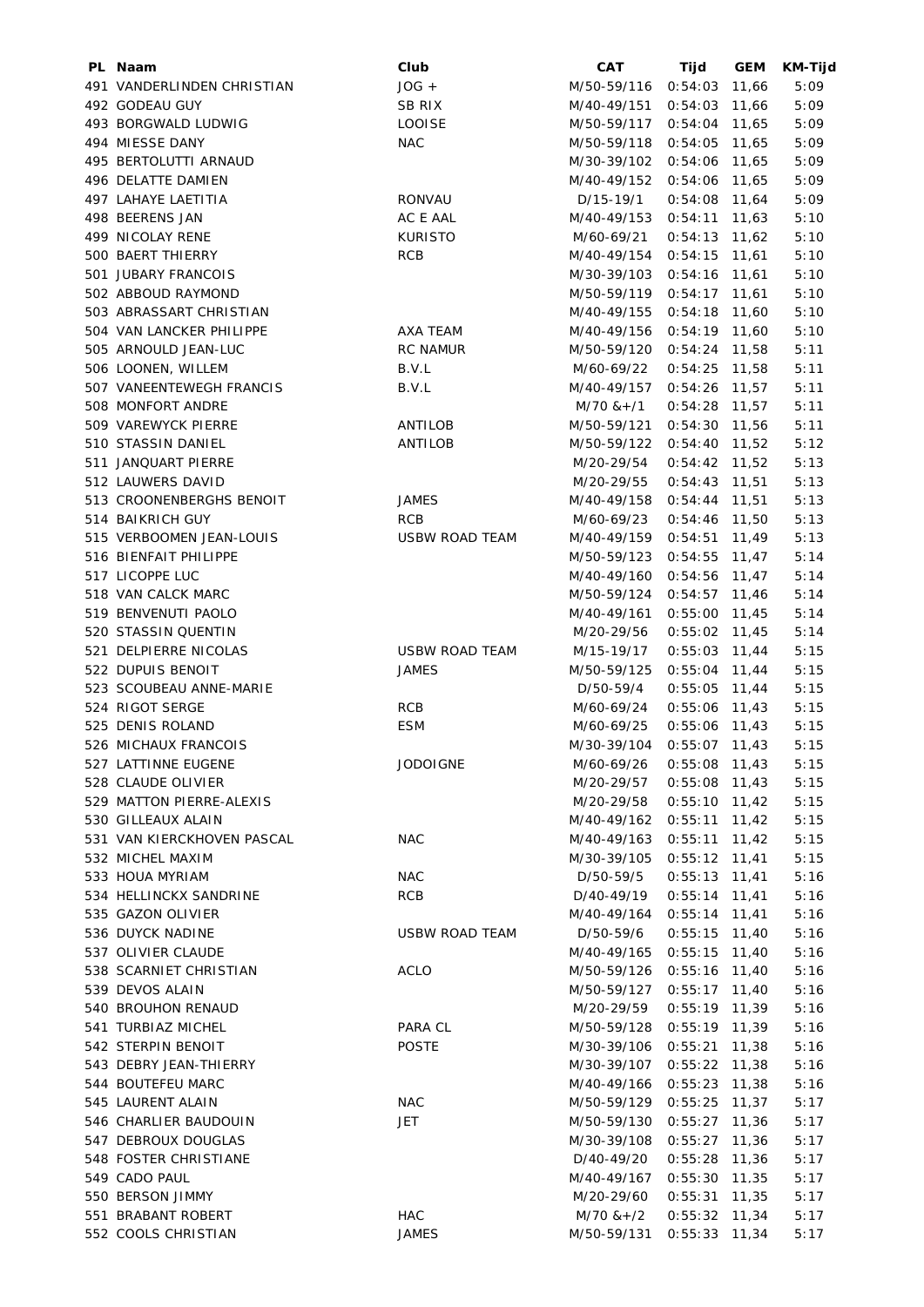| PL | Naam | Club | CAT | Tijd | GEM | KM-Tijd |
|---|---|---|---|---|---|---|
| 491 | VANDERLINDEN CHRISTIAN | JOG + | M/50-59/116 | 0:54:03 | 11,66 | 5:09 |
| 492 | GODEAU GUY | SB RIX | M/40-49/151 | 0:54:03 | 11,66 | 5:09 |
| 493 | BORGWALD LUDWIG | LOOISE | M/50-59/117 | 0:54:04 | 11,65 | 5:09 |
| 494 | MIESSE DANY | NAC | M/50-59/118 | 0:54:05 | 11,65 | 5:09 |
| 495 | BERTOLUTTI ARNAUD | | M/30-39/102 | 0:54:06 | 11,65 | 5:09 |
| 496 | DELATTE DAMIEN | | M/40-49/152 | 0:54:06 | 11,65 | 5:09 |
| 497 | LAHAYE LAETITIA | RONVAU | D/15-19/1 | 0:54:08 | 11,64 | 5:09 |
| 498 | BEERENS JAN | AC E AAL | M/40-49/153 | 0:54:11 | 11,63 | 5:10 |
| 499 | NICOLAY RENE | KURISTO | M/60-69/21 | 0:54:13 | 11,62 | 5:10 |
| 500 | BAERT THIERRY | RCB | M/40-49/154 | 0:54:15 | 11,61 | 5:10 |
| 501 | JUBARY FRANCOIS | | M/30-39/103 | 0:54:16 | 11,61 | 5:10 |
| 502 | ABBOUD RAYMOND | | M/50-59/119 | 0:54:17 | 11,61 | 5:10 |
| 503 | ABRASSART CHRISTIAN | | M/40-49/155 | 0:54:18 | 11,60 | 5:10 |
| 504 | VAN LANCKER PHILIPPE | AXA TEAM | M/40-49/156 | 0:54:19 | 11,60 | 5:10 |
| 505 | ARNOULD JEAN-LUC | RC NAMUR | M/50-59/120 | 0:54:24 | 11,58 | 5:11 |
| 506 | LOONEN, WILLEM | B.V.L | M/60-69/22 | 0:54:25 | 11,58 | 5:11 |
| 507 | VANEENTEWEGH FRANCIS | B.V.L | M/40-49/157 | 0:54:26 | 11,57 | 5:11 |
| 508 | MONFORT ANDRE | | M/70 &+/1 | 0:54:28 | 11,57 | 5:11 |
| 509 | VAREWYCK PIERRE | ANTILOB | M/50-59/121 | 0:54:30 | 11,56 | 5:11 |
| 510 | STASSIN DANIEL | ANTILOB | M/50-59/122 | 0:54:40 | 11,52 | 5:12 |
| 511 | JANQUART PIERRE | | M/20-29/54 | 0:54:42 | 11,52 | 5:13 |
| 512 | LAUWERS DAVID | | M/20-29/55 | 0:54:43 | 11,51 | 5:13 |
| 513 | CROONENBERGHS BENOIT | JAMES | M/40-49/158 | 0:54:44 | 11,51 | 5:13 |
| 514 | BAIKRICH GUY | RCB | M/60-69/23 | 0:54:46 | 11,50 | 5:13 |
| 515 | VERBOOMEN JEAN-LOUIS | USBW ROAD TEAM | M/40-49/159 | 0:54:51 | 11,49 | 5:13 |
| 516 | BIENFAIT PHILIPPE | | M/50-59/123 | 0:54:55 | 11,47 | 5:14 |
| 517 | LICOPPE LUC | | M/40-49/160 | 0:54:56 | 11,47 | 5:14 |
| 518 | VAN CALCK MARC | | M/50-59/124 | 0:54:57 | 11,46 | 5:14 |
| 519 | BENVENUTI PAOLO | | M/40-49/161 | 0:55:00 | 11,45 | 5:14 |
| 520 | STASSIN QUENTIN | | M/20-29/56 | 0:55:02 | 11,45 | 5:14 |
| 521 | DELPIERRE NICOLAS | USBW ROAD TEAM | M/15-19/17 | 0:55:03 | 11,44 | 5:15 |
| 522 | DUPUIS BENOIT | JAMES | M/50-59/125 | 0:55:04 | 11,44 | 5:15 |
| 523 | SCOUBEAU ANNE-MARIE | | D/50-59/4 | 0:55:05 | 11,44 | 5:15 |
| 524 | RIGOT SERGE | RCB | M/60-69/24 | 0:55:06 | 11,43 | 5:15 |
| 525 | DENIS ROLAND | ESM | M/60-69/25 | 0:55:06 | 11,43 | 5:15 |
| 526 | MICHAUX FRANCOIS | | M/30-39/104 | 0:55:07 | 11,43 | 5:15 |
| 527 | LATTINNE EUGENE | JODOIGNE | M/60-69/26 | 0:55:08 | 11,43 | 5:15 |
| 528 | CLAUDE OLIVIER | | M/20-29/57 | 0:55:08 | 11,43 | 5:15 |
| 529 | MATTON PIERRE-ALEXIS | | M/20-29/58 | 0:55:10 | 11,42 | 5:15 |
| 530 | GILLEAUX ALAIN | | M/40-49/162 | 0:55:11 | 11,42 | 5:15 |
| 531 | VAN KIERCKHOVEN PASCAL | NAC | M/40-49/163 | 0:55:11 | 11,42 | 5:15 |
| 532 | MICHEL MAXIM | | M/30-39/105 | 0:55:12 | 11,41 | 5:15 |
| 533 | HOUA MYRIAM | NAC | D/50-59/5 | 0:55:13 | 11,41 | 5:16 |
| 534 | HELLINCKX SANDRINE | RCB | D/40-49/19 | 0:55:14 | 11,41 | 5:16 |
| 535 | GAZON OLIVIER | | M/40-49/164 | 0:55:14 | 11,41 | 5:16 |
| 536 | DUYCK NADINE | USBW ROAD TEAM | D/50-59/6 | 0:55:15 | 11,40 | 5:16 |
| 537 | OLIVIER CLAUDE | | M/40-49/165 | 0:55:15 | 11,40 | 5:16 |
| 538 | SCARNIET CHRISTIAN | ACLO | M/50-59/126 | 0:55:16 | 11,40 | 5:16 |
| 539 | DEVOS ALAIN | | M/50-59/127 | 0:55:17 | 11,40 | 5:16 |
| 540 | BROUHON RENAUD | | M/20-29/59 | 0:55:19 | 11,39 | 5:16 |
| 541 | TURBIAZ MICHEL | PARA CL | M/50-59/128 | 0:55:19 | 11,39 | 5:16 |
| 542 | STERPIN BENOIT | POSTE | M/30-39/106 | 0:55:21 | 11,38 | 5:16 |
| 543 | DEBRY JEAN-THIERRY | | M/30-39/107 | 0:55:22 | 11,38 | 5:16 |
| 544 | BOUTEFEU MARC | | M/40-49/166 | 0:55:23 | 11,38 | 5:16 |
| 545 | LAURENT ALAIN | NAC | M/50-59/129 | 0:55:25 | 11,37 | 5:17 |
| 546 | CHARLIER BAUDOUIN | JET | M/50-59/130 | 0:55:27 | 11,36 | 5:17 |
| 547 | DEBROUX DOUGLAS | | M/30-39/108 | 0:55:27 | 11,36 | 5:17 |
| 548 | FOSTER CHRISTIANE | | D/40-49/20 | 0:55:28 | 11,36 | 5:17 |
| 549 | CADO PAUL | | M/40-49/167 | 0:55:30 | 11,35 | 5:17 |
| 550 | BERSON JIMMY | | M/20-29/60 | 0:55:31 | 11,35 | 5:17 |
| 551 | BRABANT ROBERT | HAC | M/70 &+/2 | 0:55:32 | 11,34 | 5:17 |
| 552 | COOLS CHRISTIAN | JAMES | M/50-59/131 | 0:55:33 | 11,34 | 5:17 |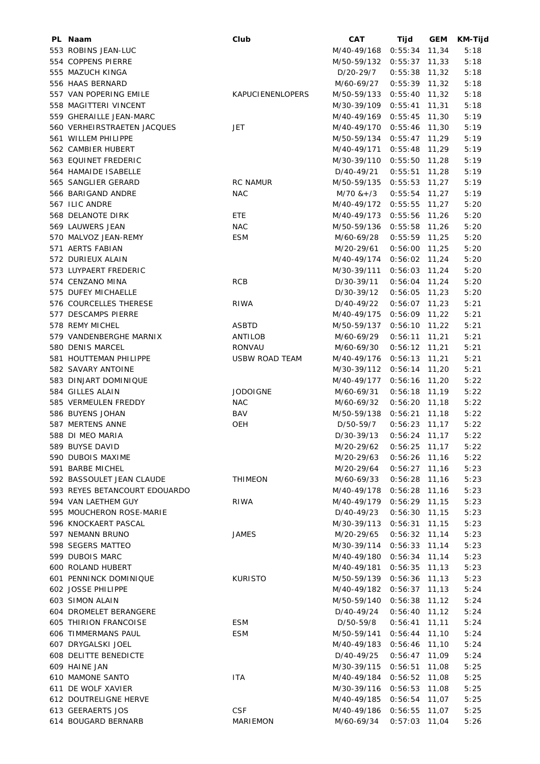| PL | Naam | Club | CAT | Tijd | GEM | KM-Tijd |
|---|---|---|---|---|---|---|
| 553 | ROBINS JEAN-LUC | | M/40-49/168 | 0:55:34 | 11,34 | 5:18 |
| 554 | COPPENS PIERRE | | M/50-59/132 | 0:55:37 | 11,33 | 5:18 |
| 555 | MAZUCH KINGA | | D/20-29/7 | 0:55:38 | 11,32 | 5:18 |
| 556 | HAAS BERNARD | | M/60-69/27 | 0:55:39 | 11,32 | 5:18 |
| 557 | VAN POPERING EMILE | KAPUCIENENLOPERS | M/50-59/133 | 0:55:40 | 11,32 | 5:18 |
| 558 | MAGITTERI VINCENT | | M/30-39/109 | 0:55:41 | 11,31 | 5:18 |
| 559 | GHERAILLE JEAN-MARC | | M/40-49/169 | 0:55:45 | 11,30 | 5:19 |
| 560 | VERHEIRSTRAETEN JACQUES | JET | M/40-49/170 | 0:55:46 | 11,30 | 5:19 |
| 561 | WILLEM PHILIPPE | | M/50-59/134 | 0:55:47 | 11,29 | 5:19 |
| 562 | CAMBIER HUBERT | | M/40-49/171 | 0:55:48 | 11,29 | 5:19 |
| 563 | EQUINET FREDERIC | | M/30-39/110 | 0:55:50 | 11,28 | 5:19 |
| 564 | HAMAIDE ISABELLE | | D/40-49/21 | 0:55:51 | 11,28 | 5:19 |
| 565 | SANGLIER GERARD | RC NAMUR | M/50-59/135 | 0:55:53 | 11,27 | 5:19 |
| 566 | BARIGAND ANDRE | NAC | M/70 &+/3 | 0:55:54 | 11,27 | 5:19 |
| 567 | ILIC ANDRE | | M/40-49/172 | 0:55:55 | 11,27 | 5:20 |
| 568 | DELANOTE DIRK | ETE | M/40-49/173 | 0:55:56 | 11,26 | 5:20 |
| 569 | LAUWERS JEAN | NAC | M/50-59/136 | 0:55:58 | 11,26 | 5:20 |
| 570 | MALVOZ JEAN-REMY | ESM | M/60-69/28 | 0:55:59 | 11,25 | 5:20 |
| 571 | AERTS FABIAN | | M/20-29/61 | 0:56:00 | 11,25 | 5:20 |
| 572 | DURIEUX ALAIN | | M/40-49/174 | 0:56:02 | 11,24 | 5:20 |
| 573 | LUYPAERT FREDERIC | | M/30-39/111 | 0:56:03 | 11,24 | 5:20 |
| 574 | CENZANO MINA | RCB | D/30-39/11 | 0:56:04 | 11,24 | 5:20 |
| 575 | DUFEY MICHAELLE | | D/30-39/12 | 0:56:05 | 11,23 | 5:20 |
| 576 | COURCELLES THERESE | RIWA | D/40-49/22 | 0:56:07 | 11,23 | 5:21 |
| 577 | DESCAMPS PIERRE | | M/40-49/175 | 0:56:09 | 11,22 | 5:21 |
| 578 | REMY MICHEL | ASBTD | M/50-59/137 | 0:56:10 | 11,22 | 5:21 |
| 579 | VANDENBERGHE MARNIX | ANTILOB | M/60-69/29 | 0:56:11 | 11,21 | 5:21 |
| 580 | DENIS MARCEL | RONVAU | M/60-69/30 | 0:56:12 | 11,21 | 5:21 |
| 581 | HOUTTEMAN PHILIPPE | USBW ROAD TEAM | M/40-49/176 | 0:56:13 | 11,21 | 5:21 |
| 582 | SAVARY ANTOINE | | M/30-39/112 | 0:56:14 | 11,20 | 5:21 |
| 583 | DINJART DOMINIQUE | | M/40-49/177 | 0:56:16 | 11,20 | 5:22 |
| 584 | GILLES ALAIN | JODOIGNE | M/60-69/31 | 0:56:18 | 11,19 | 5:22 |
| 585 | VERMEULEN FREDDY | NAC | M/60-69/32 | 0:56:20 | 11,18 | 5:22 |
| 586 | BUYENS JOHAN | BAV | M/50-59/138 | 0:56:21 | 11,18 | 5:22 |
| 587 | MERTENS ANNE | OEH | D/50-59/7 | 0:56:23 | 11,17 | 5:22 |
| 588 | DI MEO MARIA | | D/30-39/13 | 0:56:24 | 11,17 | 5:22 |
| 589 | BUYSE DAVID | | M/20-29/62 | 0:56:25 | 11,17 | 5:22 |
| 590 | DUBOIS MAXIME | | M/20-29/63 | 0:56:26 | 11,16 | 5:22 |
| 591 | BARBE MICHEL | | M/20-29/64 | 0:56:27 | 11,16 | 5:23 |
| 592 | BASSOULET JEAN CLAUDE | THIMEON | M/60-69/33 | 0:56:28 | 11,16 | 5:23 |
| 593 | REYES BETANCOURT EDOUARDO | | M/40-49/178 | 0:56:28 | 11,16 | 5:23 |
| 594 | VAN LAETHEM GUY | RIWA | M/40-49/179 | 0:56:29 | 11,15 | 5:23 |
| 595 | MOUCHERON ROSE-MARIE | | D/40-49/23 | 0:56:30 | 11,15 | 5:23 |
| 596 | KNOCKAERT PASCAL | | M/30-39/113 | 0:56:31 | 11,15 | 5:23 |
| 597 | NEMANN BRUNO | JAMES | M/20-29/65 | 0:56:32 | 11,14 | 5:23 |
| 598 | SEGERS MATTEO | | M/30-39/114 | 0:56:33 | 11,14 | 5:23 |
| 599 | DUBOIS MARC | | M/40-49/180 | 0:56:34 | 11,14 | 5:23 |
| 600 | ROLAND HUBERT | | M/40-49/181 | 0:56:35 | 11,13 | 5:23 |
| 601 | PENNINCK DOMINIQUE | KURISTO | M/50-59/139 | 0:56:36 | 11,13 | 5:23 |
| 602 | JOSSE PHILIPPE | | M/40-49/182 | 0:56:37 | 11,13 | 5:24 |
| 603 | SIMON ALAIN | | M/50-59/140 | 0:56:38 | 11,12 | 5:24 |
| 604 | DROMELET BERANGERE | | D/40-49/24 | 0:56:40 | 11,12 | 5:24 |
| 605 | THIRION FRANCOISE | ESM | D/50-59/8 | 0:56:41 | 11,11 | 5:24 |
| 606 | TIMMERMANS PAUL | ESM | M/50-59/141 | 0:56:44 | 11,10 | 5:24 |
| 607 | DRYGALSKI JOEL | | M/40-49/183 | 0:56:46 | 11,10 | 5:24 |
| 608 | DELITTE BENEDICTE | | D/40-49/25 | 0:56:47 | 11,09 | 5:24 |
| 609 | HAINE JAN | | M/30-39/115 | 0:56:51 | 11,08 | 5:25 |
| 610 | MAMONE SANTO | ITA | M/40-49/184 | 0:56:52 | 11,08 | 5:25 |
| 611 | DE WOLF XAVIER | | M/30-39/116 | 0:56:53 | 11,08 | 5:25 |
| 612 | DOUTRELIGNE HERVE | | M/40-49/185 | 0:56:54 | 11,07 | 5:25 |
| 613 | GEERAERTS JOS | CSF | M/40-49/186 | 0:56:55 | 11,07 | 5:25 |
| 614 | BOUGARD BERNARB | MARIEMON | M/60-69/34 | 0:57:03 | 11,04 | 5:26 |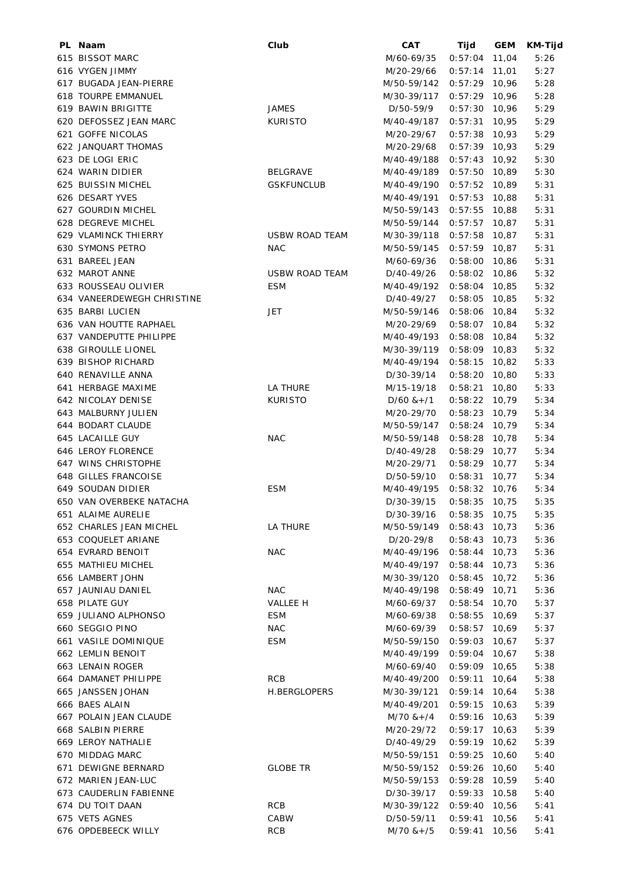| PL | Naam | Club | CAT | Tijd | GEM | KM-Tijd |
|---|---|---|---|---|---|---|
| 615 | BISSOT MARC | | M/60-69/35 | 0:57:04 | 11,04 | 5:26 |
| 616 | VYGEN JIMMY | | M/20-29/66 | 0:57:14 | 11,01 | 5:27 |
| 617 | BUGADA JEAN-PIERRE | | M/50-59/142 | 0:57:29 | 10,96 | 5:28 |
| 618 | TOURPE EMMANUEL | | M/30-39/117 | 0:57:29 | 10,96 | 5:28 |
| 619 | BAWIN BRIGITTE | JAMES | D/50-59/9 | 0:57:30 | 10,96 | 5:29 |
| 620 | DEFOSSEZ JEAN MARC | KURISTO | M/40-49/187 | 0:57:31 | 10,95 | 5:29 |
| 621 | GOFFE NICOLAS | | M/20-29/67 | 0:57:38 | 10,93 | 5:29 |
| 622 | JANQUART THOMAS | | M/20-29/68 | 0:57:39 | 10,93 | 5:29 |
| 623 | DE LOGI ERIC | | M/40-49/188 | 0:57:43 | 10,92 | 5:30 |
| 624 | WARIN DIDIER | BELGRAVE | M/40-49/189 | 0:57:50 | 10,89 | 5:30 |
| 625 | BUISSIN MICHEL | GSKFUNCLUB | M/40-49/190 | 0:57:52 | 10,89 | 5:31 |
| 626 | DESART YVES | | M/40-49/191 | 0:57:53 | 10,88 | 5:31 |
| 627 | GOURDIN MICHEL | | M/50-59/143 | 0:57:55 | 10,88 | 5:31 |
| 628 | DEGREVE MICHEL | | M/50-59/144 | 0:57:57 | 10,87 | 5:31 |
| 629 | VLAMINCK THIERRY | USBW ROAD TEAM | M/30-39/118 | 0:57:58 | 10,87 | 5:31 |
| 630 | SYMONS PETRO | NAC | M/50-59/145 | 0:57:59 | 10,87 | 5:31 |
| 631 | BAREEL JEAN | | M/60-69/36 | 0:58:00 | 10,86 | 5:31 |
| 632 | MAROT ANNE | USBW ROAD TEAM | D/40-49/26 | 0:58:02 | 10,86 | 5:32 |
| 633 | ROUSSEAU OLIVIER | ESM | M/40-49/192 | 0:58:04 | 10,85 | 5:32 |
| 634 | VANEERDEWEGH CHRISTINE | | D/40-49/27 | 0:58:05 | 10,85 | 5:32 |
| 635 | BARBI LUCIEN | JET | M/50-59/146 | 0:58:06 | 10,84 | 5:32 |
| 636 | VAN HOUTTE RAPHAEL | | M/20-29/69 | 0:58:07 | 10,84 | 5:32 |
| 637 | VANDEPUTTE PHILIPPE | | M/40-49/193 | 0:58:08 | 10,84 | 5:32 |
| 638 | GIROULLE LIONEL | | M/30-39/119 | 0:58:09 | 10,83 | 5:32 |
| 639 | BISHOP RICHARD | | M/40-49/194 | 0:58:15 | 10,82 | 5:33 |
| 640 | RENAVILLE ANNA | | D/30-39/14 | 0:58:20 | 10,80 | 5:33 |
| 641 | HERBAGE MAXIME | LA THURE | M/15-19/18 | 0:58:21 | 10,80 | 5:33 |
| 642 | NICOLAY DENISE | KURISTO | D/60 &+/1 | 0:58:22 | 10,79 | 5:34 |
| 643 | MALBURNY JULIEN | | M/20-29/70 | 0:58:23 | 10,79 | 5:34 |
| 644 | BODART CLAUDE | | M/50-59/147 | 0:58:24 | 10,79 | 5:34 |
| 645 | LACAILLE GUY | NAC | M/50-59/148 | 0:58:28 | 10,78 | 5:34 |
| 646 | LEROY FLORENCE | | D/40-49/28 | 0:58:29 | 10,77 | 5:34 |
| 647 | WINS CHRISTOPHE | | M/20-29/71 | 0:58:29 | 10,77 | 5:34 |
| 648 | GILLES FRANCOISE | | D/50-59/10 | 0:58:31 | 10,77 | 5:34 |
| 649 | SOUDAN DIDIER | ESM | M/40-49/195 | 0:58:32 | 10,76 | 5:34 |
| 650 | VAN OVERBEKE NATACHA | | D/30-39/15 | 0:58:35 | 10,75 | 5:35 |
| 651 | ALAIME AURELIE | | D/30-39/16 | 0:58:35 | 10,75 | 5:35 |
| 652 | CHARLES JEAN MICHEL | LA THURE | M/50-59/149 | 0:58:43 | 10,73 | 5:36 |
| 653 | COQUELET ARIANE | | D/20-29/8 | 0:58:43 | 10,73 | 5:36 |
| 654 | EVRARD BENOIT | NAC | M/40-49/196 | 0:58:44 | 10,73 | 5:36 |
| 655 | MATHIEU MICHEL | | M/40-49/197 | 0:58:44 | 10,73 | 5:36 |
| 656 | LAMBERT JOHN | | M/30-39/120 | 0:58:45 | 10,72 | 5:36 |
| 657 | JAUNIAU DANIEL | NAC | M/40-49/198 | 0:58:49 | 10,71 | 5:36 |
| 658 | PILATE GUY | VALLEE H | M/60-69/37 | 0:58:54 | 10,70 | 5:37 |
| 659 | JULIANO ALPHONSO | ESM | M/60-69/38 | 0:58:55 | 10,69 | 5:37 |
| 660 | SEGGIO PINO | NAC | M/60-69/39 | 0:58:57 | 10,69 | 5:37 |
| 661 | VASILE DOMINIQUE | ESM | M/50-59/150 | 0:59:03 | 10,67 | 5:37 |
| 662 | LEMLIN BENOIT | | M/40-49/199 | 0:59:04 | 10,67 | 5:38 |
| 663 | LENAIN ROGER | | M/60-69/40 | 0:59:09 | 10,65 | 5:38 |
| 664 | DAMANET PHILIPPE | RCB | M/40-49/200 | 0:59:11 | 10,64 | 5:38 |
| 665 | JANSSEN JOHAN | H.BERGLOPERS | M/30-39/121 | 0:59:14 | 10,64 | 5:38 |
| 666 | BAES ALAIN | | M/40-49/201 | 0:59:15 | 10,63 | 5:39 |
| 667 | POLAIN JEAN CLAUDE | | M/70 &+/4 | 0:59:16 | 10,63 | 5:39 |
| 668 | SALBIN PIERRE | | M/20-29/72 | 0:59:17 | 10,63 | 5:39 |
| 669 | LEROY NATHALIE | | D/40-49/29 | 0:59:19 | 10,62 | 5:39 |
| 670 | MIDDAG MARC | | M/50-59/151 | 0:59:25 | 10,60 | 5:40 |
| 671 | DEWIGNE BERNARD | GLOBE TR | M/50-59/152 | 0:59:26 | 10,60 | 5:40 |
| 672 | MARIEN JEAN-LUC | | M/50-59/153 | 0:59:28 | 10,59 | 5:40 |
| 673 | CAUDERLIN FABIENNE | | D/30-39/17 | 0:59:33 | 10,58 | 5:40 |
| 674 | DU TOIT DAAN | RCB | M/30-39/122 | 0:59:40 | 10,56 | 5:41 |
| 675 | VETS AGNES | CABW | D/50-59/11 | 0:59:41 | 10,56 | 5:41 |
| 676 | OPDEBEECK WILLY | RCB | M/70 &+/5 | 0:59:41 | 10,56 | 5:41 |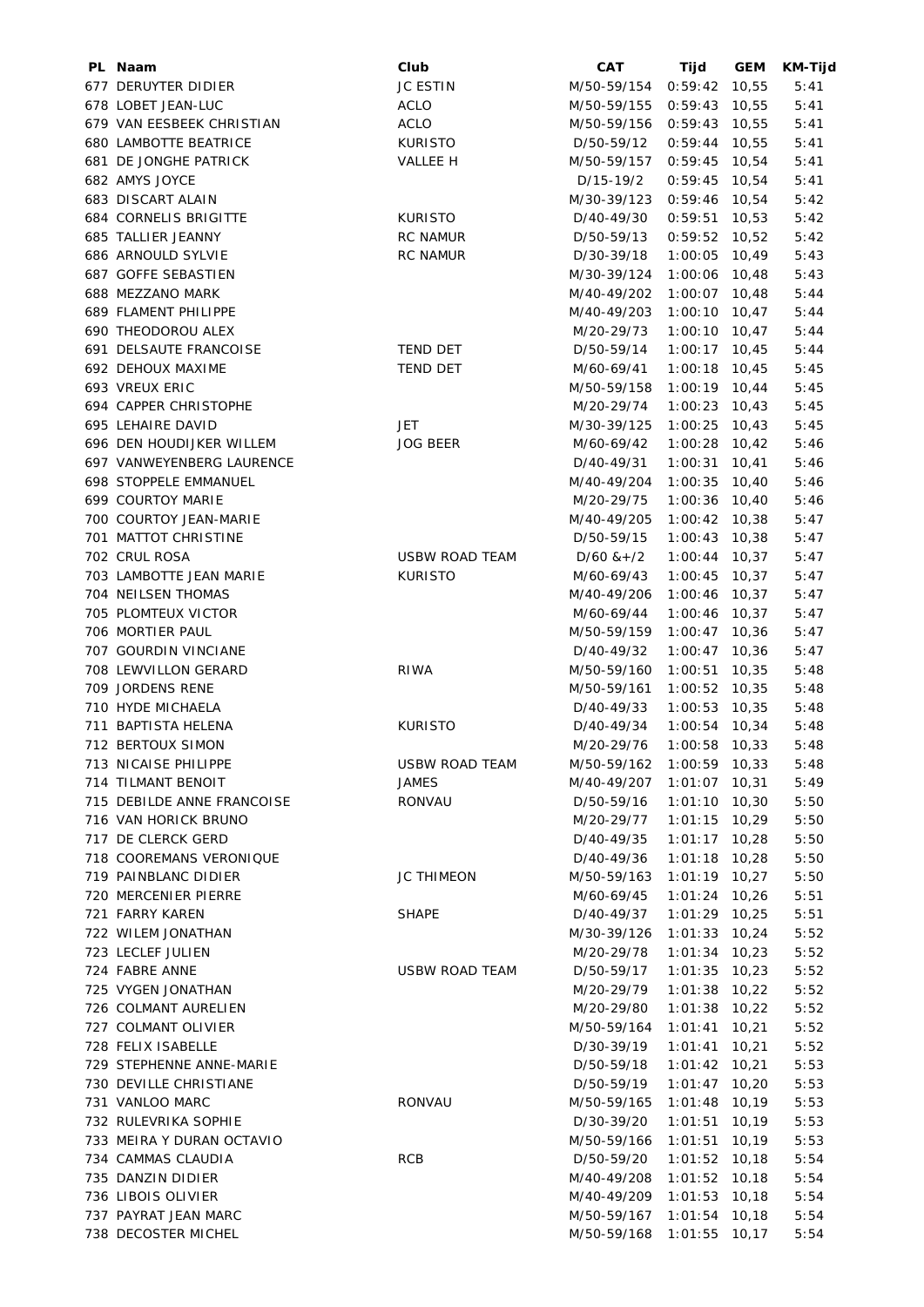| PL | Naam | Club | CAT | Tijd | GEM | KM-Tijd |
|---|---|---|---|---|---|---|
| 677 | DERUYTER DIDIER | JC ESTIN | M/50-59/154 | 0:59:42 | 10,55 | 5:41 |
| 678 | LOBET JEAN-LUC | ACLO | M/50-59/155 | 0:59:43 | 10,55 | 5:41 |
| 679 | VAN EESBEEK CHRISTIAN | ACLO | M/50-59/156 | 0:59:43 | 10,55 | 5:41 |
| 680 | LAMBOTTE BEATRICE | KURISTO | D/50-59/12 | 0:59:44 | 10,55 | 5:41 |
| 681 | DE JONGHE PATRICK | VALLEE H | M/50-59/157 | 0:59:45 | 10,54 | 5:41 |
| 682 | AMYS JOYCE | | D/15-19/2 | 0:59:45 | 10,54 | 5:41 |
| 683 | DISCART ALAIN | | M/30-39/123 | 0:59:46 | 10,54 | 5:42 |
| 684 | CORNELIS BRIGITTE | KURISTO | D/40-49/30 | 0:59:51 | 10,53 | 5:42 |
| 685 | TALLIER JEANNY | RC NAMUR | D/50-59/13 | 0:59:52 | 10,52 | 5:42 |
| 686 | ARNOULD SYLVIE | RC NAMUR | D/30-39/18 | 1:00:05 | 10,49 | 5:43 |
| 687 | GOFFE SEBASTIEN | | M/30-39/124 | 1:00:06 | 10,48 | 5:43 |
| 688 | MEZZANO MARK | | M/40-49/202 | 1:00:07 | 10,48 | 5:44 |
| 689 | FLAMENT PHILIPPE | | M/40-49/203 | 1:00:10 | 10,47 | 5:44 |
| 690 | THEODOROU ALEX | | M/20-29/73 | 1:00:10 | 10,47 | 5:44 |
| 691 | DELSAUTE FRANCOISE | TEND DET | D/50-59/14 | 1:00:17 | 10,45 | 5:44 |
| 692 | DEHOUX MAXIME | TEND DET | M/60-69/41 | 1:00:18 | 10,45 | 5:45 |
| 693 | VREUX ERIC | | M/50-59/158 | 1:00:19 | 10,44 | 5:45 |
| 694 | CAPPER CHRISTOPHE | | M/20-29/74 | 1:00:23 | 10,43 | 5:45 |
| 695 | LEHAIRE DAVID | JET | M/30-39/125 | 1:00:25 | 10,43 | 5:45 |
| 696 | DEN HOUDIJKER WILLEM | JOG BEER | M/60-69/42 | 1:00:28 | 10,42 | 5:46 |
| 697 | VANWEYENBERG LAURENCE | | D/40-49/31 | 1:00:31 | 10,41 | 5:46 |
| 698 | STOPPELE EMMANUEL | | M/40-49/204 | 1:00:35 | 10,40 | 5:46 |
| 699 | COURTOY MARIE | | M/20-29/75 | 1:00:36 | 10,40 | 5:46 |
| 700 | COURTOY JEAN-MARIE | | M/40-49/205 | 1:00:42 | 10,38 | 5:47 |
| 701 | MATTOT CHRISTINE | | D/50-59/15 | 1:00:43 | 10,38 | 5:47 |
| 702 | CRUL ROSA | USBW ROAD TEAM | D/60 &+/2 | 1:00:44 | 10,37 | 5:47 |
| 703 | LAMBOTTE JEAN MARIE | KURISTO | M/60-69/43 | 1:00:45 | 10,37 | 5:47 |
| 704 | NEILSEN THOMAS | | M/40-49/206 | 1:00:46 | 10,37 | 5:47 |
| 705 | PLOMTEUX VICTOR | | M/60-69/44 | 1:00:46 | 10,37 | 5:47 |
| 706 | MORTIER PAUL | | M/50-59/159 | 1:00:47 | 10,36 | 5:47 |
| 707 | GOURDIN VINCIANE | | D/40-49/32 | 1:00:47 | 10,36 | 5:47 |
| 708 | LEWVILLON GERARD | RIWA | M/50-59/160 | 1:00:51 | 10,35 | 5:48 |
| 709 | JORDENS RENE | | M/50-59/161 | 1:00:52 | 10,35 | 5:48 |
| 710 | HYDE MICHAELA | | D/40-49/33 | 1:00:53 | 10,35 | 5:48 |
| 711 | BAPTISTA HELENA | KURISTO | D/40-49/34 | 1:00:54 | 10,34 | 5:48 |
| 712 | BERTOUX SIMON | | M/20-29/76 | 1:00:58 | 10,33 | 5:48 |
| 713 | NICAISE PHILIPPE | USBW ROAD TEAM | M/50-59/162 | 1:00:59 | 10,33 | 5:48 |
| 714 | TILMANT BENOIT | JAMES | M/40-49/207 | 1:01:07 | 10,31 | 5:49 |
| 715 | DEBILDE ANNE FRANCOISE | RONVAU | D/50-59/16 | 1:01:10 | 10,30 | 5:50 |
| 716 | VAN HORICK BRUNO | | M/20-29/77 | 1:01:15 | 10,29 | 5:50 |
| 717 | DE CLERCK GERD | | D/40-49/35 | 1:01:17 | 10,28 | 5:50 |
| 718 | COOREMANS VERONIQUE | | D/40-49/36 | 1:01:18 | 10,28 | 5:50 |
| 719 | PAINBLANC DIDIER | JC THIMEON | M/50-59/163 | 1:01:19 | 10,27 | 5:50 |
| 720 | MERCENIER PIERRE | | M/60-69/45 | 1:01:24 | 10,26 | 5:51 |
| 721 | FARRY KAREN | SHAPE | D/40-49/37 | 1:01:29 | 10,25 | 5:51 |
| 722 | WILEM JONATHAN | | M/30-39/126 | 1:01:33 | 10,24 | 5:52 |
| 723 | LECLEF JULIEN | | M/20-29/78 | 1:01:34 | 10,23 | 5:52 |
| 724 | FABRE ANNE | USBW ROAD TEAM | D/50-59/17 | 1:01:35 | 10,23 | 5:52 |
| 725 | VYGEN JONATHAN | | M/20-29/79 | 1:01:38 | 10,22 | 5:52 |
| 726 | COLMANT AURELIEN | | M/20-29/80 | 1:01:38 | 10,22 | 5:52 |
| 727 | COLMANT OLIVIER | | M/50-59/164 | 1:01:41 | 10,21 | 5:52 |
| 728 | FELIX ISABELLE | | D/30-39/19 | 1:01:41 | 10,21 | 5:52 |
| 729 | STEPHENNE ANNE-MARIE | | D/50-59/18 | 1:01:42 | 10,21 | 5:53 |
| 730 | DEVILLE CHRISTIANE | | D/50-59/19 | 1:01:47 | 10,20 | 5:53 |
| 731 | VANLOO MARC | RONVAU | M/50-59/165 | 1:01:48 | 10,19 | 5:53 |
| 732 | RULEVRIKA SOPHIE | | D/30-39/20 | 1:01:51 | 10,19 | 5:53 |
| 733 | MEIRA Y DURAN OCTAVIO | | M/50-59/166 | 1:01:51 | 10,19 | 5:53 |
| 734 | CAMMAS CLAUDIA | RCB | D/50-59/20 | 1:01:52 | 10,18 | 5:54 |
| 735 | DANZIN DIDIER | | M/40-49/208 | 1:01:52 | 10,18 | 5:54 |
| 736 | LIBOIS OLIVIER | | M/40-49/209 | 1:01:53 | 10,18 | 5:54 |
| 737 | PAYRAT JEAN MARC | | M/50-59/167 | 1:01:54 | 10,18 | 5:54 |
| 738 | DECOSTER MICHEL | | M/50-59/168 | 1:01:55 | 10,17 | 5:54 |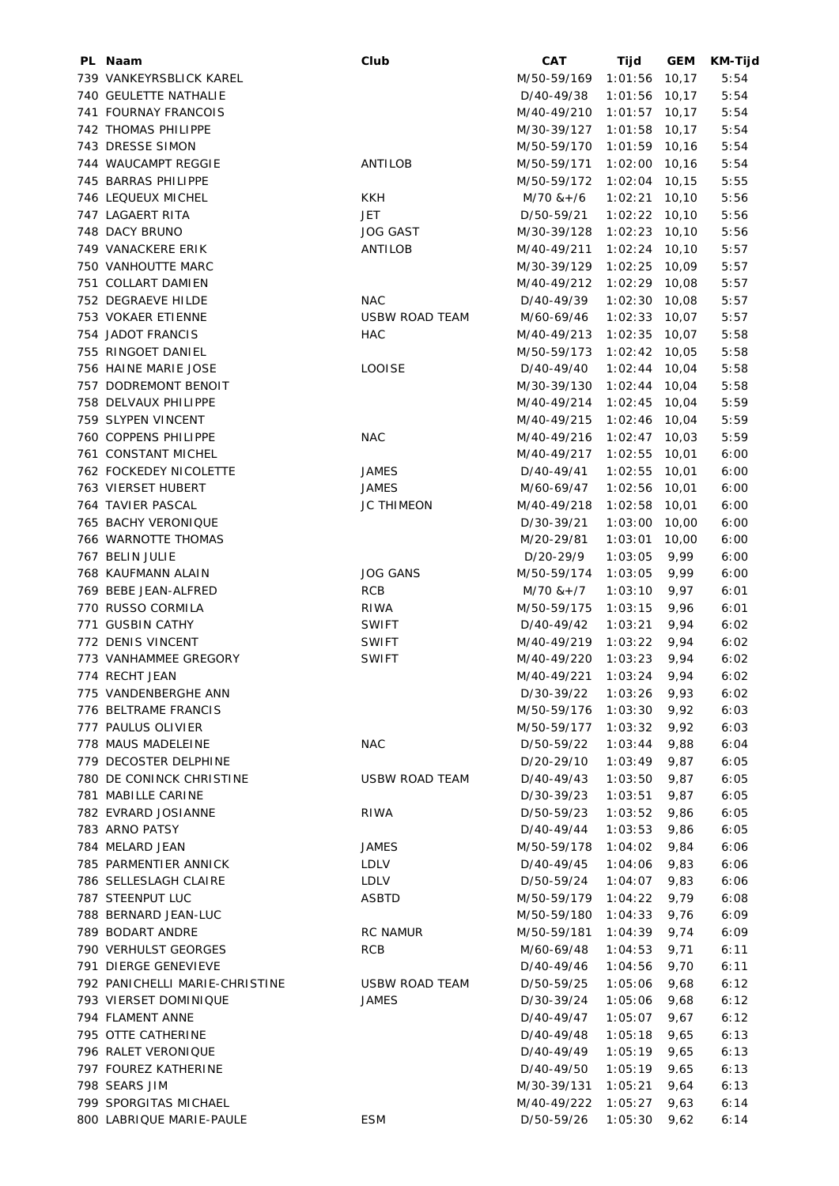| PL | Naam | Club | CAT | Tijd | GEM | KM-Tijd |
|---|---|---|---|---|---|---|
| 739 | VANKEYRSBLICK KAREL | | M/50-59/169 | 1:01:56 | 10,17 | 5:54 |
| 740 | GEULETTE NATHALIE | | D/40-49/38 | 1:01:56 | 10,17 | 5:54 |
| 741 | FOURNAY FRANCOIS | | M/40-49/210 | 1:01:57 | 10,17 | 5:54 |
| 742 | THOMAS PHILIPPE | | M/30-39/127 | 1:01:58 | 10,17 | 5:54 |
| 743 | DRESSE SIMON | | M/50-59/170 | 1:01:59 | 10,16 | 5:54 |
| 744 | WAUCAMPT REGGIE | ANTILOB | M/50-59/171 | 1:02:00 | 10,16 | 5:54 |
| 745 | BARRAS PHILIPPE | | M/50-59/172 | 1:02:04 | 10,15 | 5:55 |
| 746 | LEQUEUX MICHEL | KKH | M/70 &+/6 | 1:02:21 | 10,10 | 5:56 |
| 747 | LAGAERT RITA | JET | D/50-59/21 | 1:02:22 | 10,10 | 5:56 |
| 748 | DACY BRUNO | JOG GAST | M/30-39/128 | 1:02:23 | 10,10 | 5:56 |
| 749 | VANACKERE ERIK | ANTILOB | M/40-49/211 | 1:02:24 | 10,10 | 5:57 |
| 750 | VANHOUTTE MARC | | M/30-39/129 | 1:02:25 | 10,09 | 5:57 |
| 751 | COLLART DAMIEN | | M/40-49/212 | 1:02:29 | 10,08 | 5:57 |
| 752 | DEGRAEVE HILDE | NAC | D/40-49/39 | 1:02:30 | 10,08 | 5:57 |
| 753 | VOKAER ETIENNE | USBW ROAD TEAM | M/60-69/46 | 1:02:33 | 10,07 | 5:57 |
| 754 | JADOT FRANCIS | HAC | M/40-49/213 | 1:02:35 | 10,07 | 5:58 |
| 755 | RINGOET DANIEL | | M/50-59/173 | 1:02:42 | 10,05 | 5:58 |
| 756 | HAINE MARIE JOSE | LOOISE | D/40-49/40 | 1:02:44 | 10,04 | 5:58 |
| 757 | DODREMONT BENOIT | | M/30-39/130 | 1:02:44 | 10,04 | 5:58 |
| 758 | DELVAUX PHILIPPE | | M/40-49/214 | 1:02:45 | 10,04 | 5:59 |
| 759 | SLYPEN VINCENT | | M/40-49/215 | 1:02:46 | 10,04 | 5:59 |
| 760 | COPPENS PHILIPPE | NAC | M/40-49/216 | 1:02:47 | 10,03 | 5:59 |
| 761 | CONSTANT MICHEL | | M/40-49/217 | 1:02:55 | 10,01 | 6:00 |
| 762 | FOCKEDEY NICOLETTE | JAMES | D/40-49/41 | 1:02:55 | 10,01 | 6:00 |
| 763 | VIERSET HUBERT | JAMES | M/60-69/47 | 1:02:56 | 10,01 | 6:00 |
| 764 | TAVIER PASCAL | JC THIMEON | M/40-49/218 | 1:02:58 | 10,01 | 6:00 |
| 765 | BACHY VERONIQUE | | D/30-39/21 | 1:03:00 | 10,00 | 6:00 |
| 766 | WARNOTTE THOMAS | | M/20-29/81 | 1:03:01 | 10,00 | 6:00 |
| 767 | BELIN JULIE | | D/20-29/9 | 1:03:05 | 9,99 | 6:00 |
| 768 | KAUFMANN ALAIN | JOG GANS | M/50-59/174 | 1:03:05 | 9,99 | 6:00 |
| 769 | BEBE JEAN-ALFRED | RCB | M/70 &+/7 | 1:03:10 | 9,97 | 6:01 |
| 770 | RUSSO CORMILA | RIWA | M/50-59/175 | 1:03:15 | 9,96 | 6:01 |
| 771 | GUSBIN CATHY | SWIFT | D/40-49/42 | 1:03:21 | 9,94 | 6:02 |
| 772 | DENIS VINCENT | SWIFT | M/40-49/219 | 1:03:22 | 9,94 | 6:02 |
| 773 | VANHAMMEE GREGORY | SWIFT | M/40-49/220 | 1:03:23 | 9,94 | 6:02 |
| 774 | RECHT JEAN | | M/40-49/221 | 1:03:24 | 9,94 | 6:02 |
| 775 | VANDENBERGHE ANN | | D/30-39/22 | 1:03:26 | 9,93 | 6:02 |
| 776 | BELTRAME FRANCIS | | M/50-59/176 | 1:03:30 | 9,92 | 6:03 |
| 777 | PAULUS OLIVIER | | M/50-59/177 | 1:03:32 | 9,92 | 6:03 |
| 778 | MAUS MADELEINE | NAC | D/50-59/22 | 1:03:44 | 9,88 | 6:04 |
| 779 | DECOSTER DELPHINE | | D/20-29/10 | 1:03:49 | 9,87 | 6:05 |
| 780 | DE CONINCK CHRISTINE | USBW ROAD TEAM | D/40-49/43 | 1:03:50 | 9,87 | 6:05 |
| 781 | MABILLE CARINE | | D/30-39/23 | 1:03:51 | 9,87 | 6:05 |
| 782 | EVRARD JOSIANNE | RIWA | D/50-59/23 | 1:03:52 | 9,86 | 6:05 |
| 783 | ARNO PATSY | | D/40-49/44 | 1:03:53 | 9,86 | 6:05 |
| 784 | MELARD JEAN | JAMES | M/50-59/178 | 1:04:02 | 9,84 | 6:06 |
| 785 | PARMENTIER ANNICK | LDLV | D/40-49/45 | 1:04:06 | 9,83 | 6:06 |
| 786 | SELLESLAGH CLAIRE | LDLV | D/50-59/24 | 1:04:07 | 9,83 | 6:06 |
| 787 | STEENPUT LUC | ASBTD | M/50-59/179 | 1:04:22 | 9,79 | 6:08 |
| 788 | BERNARD JEAN-LUC | | M/50-59/180 | 1:04:33 | 9,76 | 6:09 |
| 789 | BODART ANDRE | RC NAMUR | M/50-59/181 | 1:04:39 | 9,74 | 6:09 |
| 790 | VERHULST GEORGES | RCB | M/60-69/48 | 1:04:53 | 9,71 | 6:11 |
| 791 | DIERGE GENEVIEVE | | D/40-49/46 | 1:04:56 | 9,70 | 6:11 |
| 792 | PANICHELLI MARIE-CHRISTINE | USBW ROAD TEAM | D/50-59/25 | 1:05:06 | 9,68 | 6:12 |
| 793 | VIERSET DOMINIQUE | JAMES | D/30-39/24 | 1:05:06 | 9,68 | 6:12 |
| 794 | FLAMENT ANNE | | D/40-49/47 | 1:05:07 | 9,67 | 6:12 |
| 795 | OTTE CATHERINE | | D/40-49/48 | 1:05:18 | 9,65 | 6:13 |
| 796 | RALET VERONIQUE | | D/40-49/49 | 1:05:19 | 9,65 | 6:13 |
| 797 | FOUREZ KATHERINE | | D/40-49/50 | 1:05:19 | 9,65 | 6:13 |
| 798 | SEARS JIM | | M/30-39/131 | 1:05:21 | 9,64 | 6:13 |
| 799 | SPORGITAS MICHAEL | | M/40-49/222 | 1:05:27 | 9,63 | 6:14 |
| 800 | LABRIQUE MARIE-PAULE | ESM | D/50-59/26 | 1:05:30 | 9,62 | 6:14 |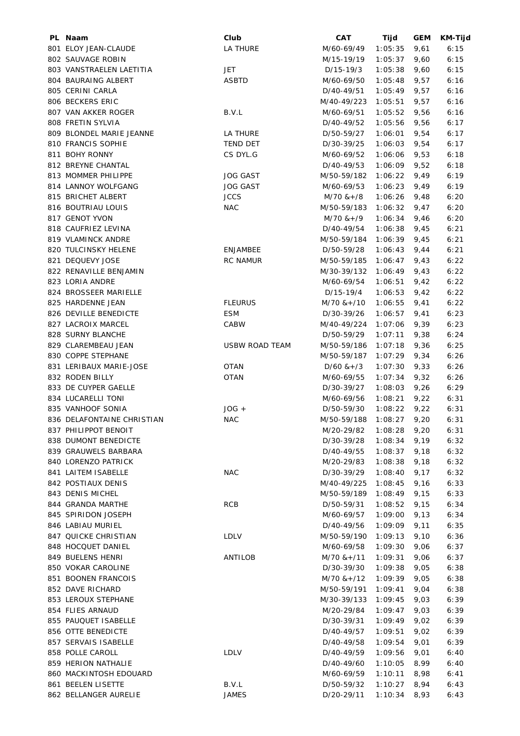| PL | Naam | Club | CAT | Tijd | GEM | KM-Tijd |
|---|---|---|---|---|---|---|
| 801 | ELOY JEAN-CLAUDE | LA THURE | M/60-69/49 | 1:05:35 | 9,61 | 6:15 |
| 802 | SAUVAGE ROBIN | | M/15-19/19 | 1:05:37 | 9,60 | 6:15 |
| 803 | VANSTRAELEN LAETITIA | JET | D/15-19/3 | 1:05:38 | 9,60 | 6:15 |
| 804 | BAURAING ALBERT | ASBTD | M/60-69/50 | 1:05:48 | 9,57 | 6:16 |
| 805 | CERINI CARLA | | D/40-49/51 | 1:05:49 | 9,57 | 6:16 |
| 806 | BECKERS ERIC | | M/40-49/223 | 1:05:51 | 9,57 | 6:16 |
| 807 | VAN AKKER ROGER | B.V.L | M/60-69/51 | 1:05:52 | 9,56 | 6:16 |
| 808 | FRETIN SYLVIA | | D/40-49/52 | 1:05:56 | 9,56 | 6:17 |
| 809 | BLONDEL MARIE JEANNE | LA THURE | D/50-59/27 | 1:06:01 | 9,54 | 6:17 |
| 810 | FRANCIS SOPHIE | TEND DET | D/30-39/25 | 1:06:03 | 9,54 | 6:17 |
| 811 | BOHY RONNY | CS DYL.G | M/60-69/52 | 1:06:06 | 9,53 | 6:18 |
| 812 | BREYNE CHANTAL | | D/40-49/53 | 1:06:09 | 9,52 | 6:18 |
| 813 | MOMMER PHILIPPE | JOG GAST | M/50-59/182 | 1:06:22 | 9,49 | 6:19 |
| 814 | LANNOY WOLFGANG | JOG GAST | M/60-69/53 | 1:06:23 | 9,49 | 6:19 |
| 815 | BRICHET ALBERT | JCCS | M/70 &+/8 | 1:06:26 | 9,48 | 6:20 |
| 816 | BOUTRIAU LOUIS | NAC | M/50-59/183 | 1:06:32 | 9,47 | 6:20 |
| 817 | GENOT YVON | | M/70 &+/9 | 1:06:34 | 9,46 | 6:20 |
| 818 | CAUFRIEZ LEVINA | | D/40-49/54 | 1:06:38 | 9,45 | 6:21 |
| 819 | VLAMINCK ANDRE | | M/50-59/184 | 1:06:39 | 9,45 | 6:21 |
| 820 | TULCINSKY HELENE | ENJAMBEE | D/50-59/28 | 1:06:43 | 9,44 | 6:21 |
| 821 | DEQUEVY JOSE | RC NAMUR | M/50-59/185 | 1:06:47 | 9,43 | 6:22 |
| 822 | RENAVILLE BENJAMIN | | M/30-39/132 | 1:06:49 | 9,43 | 6:22 |
| 823 | LORIA ANDRE | | M/60-69/54 | 1:06:51 | 9,42 | 6:22 |
| 824 | BROSSEER MARIELLE | | D/15-19/4 | 1:06:53 | 9,42 | 6:22 |
| 825 | HARDENNE JEAN | FLEURUS | M/70 &+/10 | 1:06:55 | 9,41 | 6:22 |
| 826 | DEVILLE BENEDICTE | ESM | D/30-39/26 | 1:06:57 | 9,41 | 6:23 |
| 827 | LACROIX MARCEL | CABW | M/40-49/224 | 1:07:06 | 9,39 | 6:23 |
| 828 | SURNY BLANCHE | | D/50-59/29 | 1:07:11 | 9,38 | 6:24 |
| 829 | CLAREMBEAU JEAN | USBW ROAD TEAM | M/50-59/186 | 1:07:18 | 9,36 | 6:25 |
| 830 | COPPE STEPHANE | | M/50-59/187 | 1:07:29 | 9,34 | 6:26 |
| 831 | LERIBAUX MARIE-JOSE | OTAN | D/60 &+/3 | 1:07:30 | 9,33 | 6:26 |
| 832 | RODEN BILLY | OTAN | M/60-69/55 | 1:07:34 | 9,32 | 6:26 |
| 833 | DE CUYPER GAELLE | | D/30-39/27 | 1:08:03 | 9,26 | 6:29 |
| 834 | LUCARELLI TONI | | M/60-69/56 | 1:08:21 | 9,22 | 6:31 |
| 835 | VANHOOF SONIA | JOG + | D/50-59/30 | 1:08:22 | 9,22 | 6:31 |
| 836 | DELAFONTAINE CHRISTIAN | NAC | M/50-59/188 | 1:08:27 | 9,20 | 6:31 |
| 837 | PHILIPPOT BENOIT | | M/20-29/82 | 1:08:28 | 9,20 | 6:31 |
| 838 | DUMONT BENEDICTE | | D/30-39/28 | 1:08:34 | 9,19 | 6:32 |
| 839 | GRAUWELS BARBARA | | D/40-49/55 | 1:08:37 | 9,18 | 6:32 |
| 840 | LORENZO PATRICK | | M/20-29/83 | 1:08:38 | 9,18 | 6:32 |
| 841 | LAITEM ISABELLE | NAC | D/30-39/29 | 1:08:40 | 9,17 | 6:32 |
| 842 | POSTIAUX DENIS | | M/40-49/225 | 1:08:45 | 9,16 | 6:33 |
| 843 | DENIS MICHEL | | M/50-59/189 | 1:08:49 | 9,15 | 6:33 |
| 844 | GRANDA MARTHE | RCB | D/50-59/31 | 1:08:52 | 9,15 | 6:34 |
| 845 | SPIRIDON JOSEPH | | M/60-69/57 | 1:09:00 | 9,13 | 6:34 |
| 846 | LABIAU MURIEL | | D/40-49/56 | 1:09:09 | 9,11 | 6:35 |
| 847 | QUICKE CHRISTIAN | LDLV | M/50-59/190 | 1:09:13 | 9,10 | 6:36 |
| 848 | HOCQUET DANIEL | | M/60-69/58 | 1:09:30 | 9,06 | 6:37 |
| 849 | BUELENS HENRI | ANTILOB | M/70 &+/11 | 1:09:31 | 9,06 | 6:37 |
| 850 | VOKAR CAROLINE | | D/30-39/30 | 1:09:38 | 9,05 | 6:38 |
| 851 | BOONEN FRANCOIS | | M/70 &+/12 | 1:09:39 | 9,05 | 6:38 |
| 852 | DAVE RICHARD | | M/50-59/191 | 1:09:41 | 9,04 | 6:38 |
| 853 | LEROUX STEPHANE | | M/30-39/133 | 1:09:45 | 9,03 | 6:39 |
| 854 | FLIES ARNAUD | | M/20-29/84 | 1:09:47 | 9,03 | 6:39 |
| 855 | PAUQUET ISABELLE | | D/30-39/31 | 1:09:49 | 9,02 | 6:39 |
| 856 | OTTE BENEDICTE | | D/40-49/57 | 1:09:51 | 9,02 | 6:39 |
| 857 | SERVAIS ISABELLE | | D/40-49/58 | 1:09:54 | 9,01 | 6:39 |
| 858 | POLLE CAROLL | LDLV | D/40-49/59 | 1:09:56 | 9,01 | 6:40 |
| 859 | HERION NATHALIE | | D/40-49/60 | 1:10:05 | 8,99 | 6:40 |
| 860 | MACKINTOSH EDOUARD | | M/60-69/59 | 1:10:11 | 8,98 | 6:41 |
| 861 | BEELEN LISETTE | B.V.L | D/50-59/32 | 1:10:27 | 8,94 | 6:43 |
| 862 | BELLANGER AURELIE | JAMES | D/20-29/11 | 1:10:34 | 8,93 | 6:43 |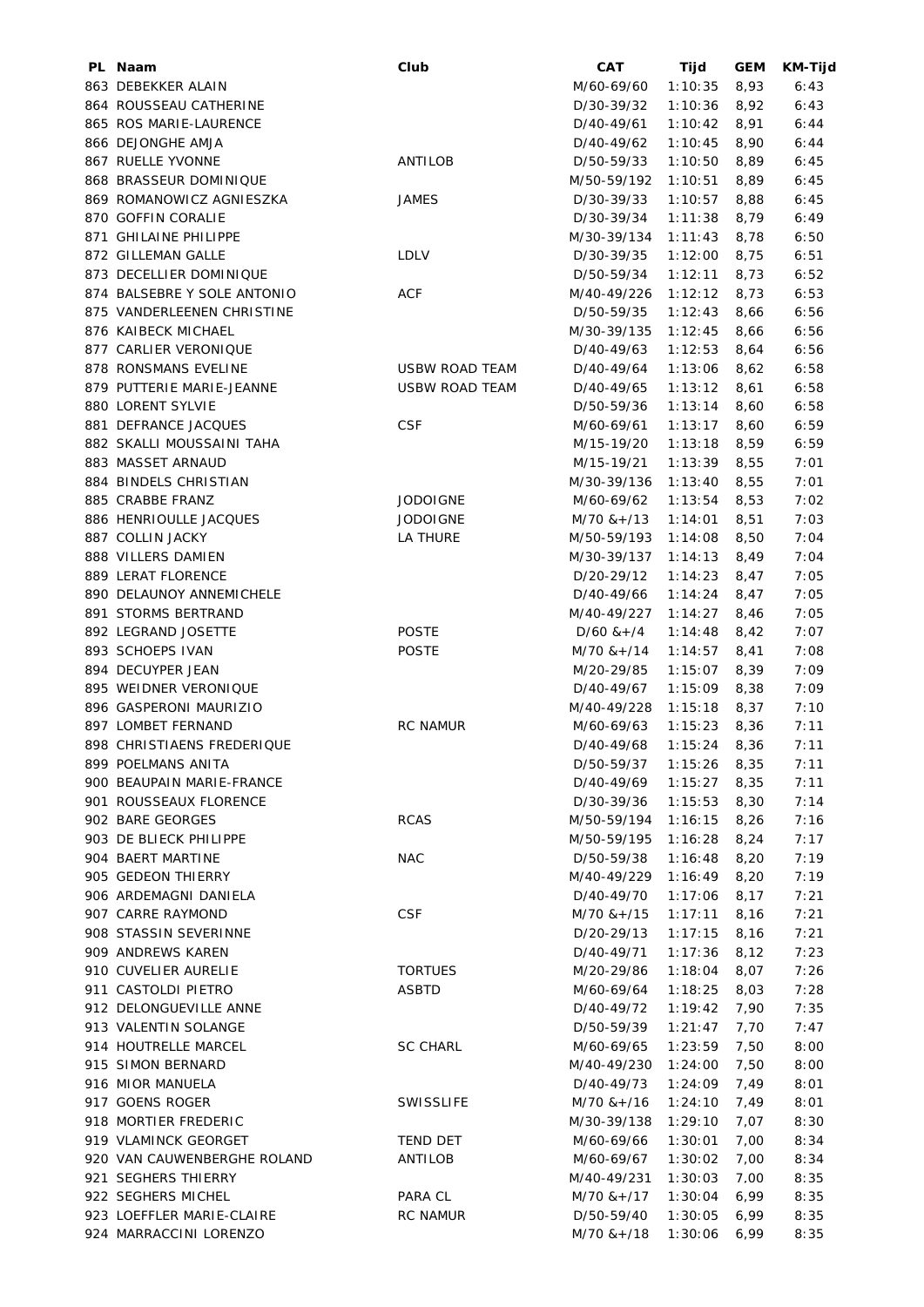| PL | Naam | Club | CAT | Tijd | GEM | KM-Tijd |
|---|---|---|---|---|---|---|
| 863 | DEBEKKER ALAIN | | M/60-69/60 | 1:10:35 | 8,93 | 6:43 |
| 864 | ROUSSEAU CATHERINE | | D/30-39/32 | 1:10:36 | 8,92 | 6:43 |
| 865 | ROS MARIE-LAURENCE | | D/40-49/61 | 1:10:42 | 8,91 | 6:44 |
| 866 | DEJONGHE AMJA | | D/40-49/62 | 1:10:45 | 8,90 | 6:44 |
| 867 | RUELLE YVONNE | ANTILOB | D/50-59/33 | 1:10:50 | 8,89 | 6:45 |
| 868 | BRASSEUR DOMINIQUE | | M/50-59/192 | 1:10:51 | 8,89 | 6:45 |
| 869 | ROMANOWICZ AGNIESZKA | JAMES | D/30-39/33 | 1:10:57 | 8,88 | 6:45 |
| 870 | GOFFIN CORALIE | | D/30-39/34 | 1:11:38 | 8,79 | 6:49 |
| 871 | GHILAINE PHILIPPE | | M/30-39/134 | 1:11:43 | 8,78 | 6:50 |
| 872 | GILLEMAN GALLE | LDLV | D/30-39/35 | 1:12:00 | 8,75 | 6:51 |
| 873 | DECELLIER DOMINIQUE | | D/50-59/34 | 1:12:11 | 8,73 | 6:52 |
| 874 | BALSEBRE Y SOLE ANTONIO | ACF | M/40-49/226 | 1:12:12 | 8,73 | 6:53 |
| 875 | VANDERLEENEN CHRISTINE | | D/50-59/35 | 1:12:43 | 8,66 | 6:56 |
| 876 | KAIBECK MICHAEL | | M/30-39/135 | 1:12:45 | 8,66 | 6:56 |
| 877 | CARLIER VERONIQUE | | D/40-49/63 | 1:12:53 | 8,64 | 6:56 |
| 878 | RONSMANS EVELINE | USBW ROAD TEAM | D/40-49/64 | 1:13:06 | 8,62 | 6:58 |
| 879 | PUTTERIE MARIE-JEANNE | USBW ROAD TEAM | D/40-49/65 | 1:13:12 | 8,61 | 6:58 |
| 880 | LORENT SYLVIE | | D/50-59/36 | 1:13:14 | 8,60 | 6:58 |
| 881 | DEFRANCE JACQUES | CSF | M/60-69/61 | 1:13:17 | 8,60 | 6:59 |
| 882 | SKALLI MOUSSAINI TAHA | | M/15-19/20 | 1:13:18 | 8,59 | 6:59 |
| 883 | MASSET ARNAUD | | M/15-19/21 | 1:13:39 | 8,55 | 7:01 |
| 884 | BINDELS CHRISTIAN | | M/30-39/136 | 1:13:40 | 8,55 | 7:01 |
| 885 | CRABBE FRANZ | JODOIGNE | M/60-69/62 | 1:13:54 | 8,53 | 7:02 |
| 886 | HENRIOULLE JACQUES | JODOIGNE | M/70 &+/13 | 1:14:01 | 8,51 | 7:03 |
| 887 | COLLIN JACKY | LA THURE | M/50-59/193 | 1:14:08 | 8,50 | 7:04 |
| 888 | VILLERS DAMIEN | | M/30-39/137 | 1:14:13 | 8,49 | 7:04 |
| 889 | LERAT FLORENCE | | D/20-29/12 | 1:14:23 | 8,47 | 7:05 |
| 890 | DELAUNOY ANNEMICHELE | | D/40-49/66 | 1:14:24 | 8,47 | 7:05 |
| 891 | STORMS BERTRAND | | M/40-49/227 | 1:14:27 | 8,46 | 7:05 |
| 892 | LEGRAND JOSETTE | POSTE | D/60 &+/4 | 1:14:48 | 8,42 | 7:07 |
| 893 | SCHOEPS IVAN | POSTE | M/70 &+/14 | 1:14:57 | 8,41 | 7:08 |
| 894 | DECUYPER JEAN | | M/20-29/85 | 1:15:07 | 8,39 | 7:09 |
| 895 | WEIDNER VERONIQUE | | D/40-49/67 | 1:15:09 | 8,38 | 7:09 |
| 896 | GASPERONI MAURIZIO | | M/40-49/228 | 1:15:18 | 8,37 | 7:10 |
| 897 | LOMBET FERNAND | RC NAMUR | M/60-69/63 | 1:15:23 | 8,36 | 7:11 |
| 898 | CHRISTIAENS FREDERIQUE | | D/40-49/68 | 1:15:24 | 8,36 | 7:11 |
| 899 | POELMANS ANITA | | D/50-59/37 | 1:15:26 | 8,35 | 7:11 |
| 900 | BEAUPAIN MARIE-FRANCE | | D/40-49/69 | 1:15:27 | 8,35 | 7:11 |
| 901 | ROUSSEAUX FLORENCE | | D/30-39/36 | 1:15:53 | 8,30 | 7:14 |
| 902 | BARE GEORGES | RCAS | M/50-59/194 | 1:16:15 | 8,26 | 7:16 |
| 903 | DE BLIECK PHILIPPE | | M/50-59/195 | 1:16:28 | 8,24 | 7:17 |
| 904 | BAERT MARTINE | NAC | D/50-59/38 | 1:16:48 | 8,20 | 7:19 |
| 905 | GEDEON THIERRY | | M/40-49/229 | 1:16:49 | 8,20 | 7:19 |
| 906 | ARDEMAGNI DANIELA | | D/40-49/70 | 1:17:06 | 8,17 | 7:21 |
| 907 | CARRE RAYMOND | CSF | M/70 &+/15 | 1:17:11 | 8,16 | 7:21 |
| 908 | STASSIN SEVERINNE | | D/20-29/13 | 1:17:15 | 8,16 | 7:21 |
| 909 | ANDREWS KAREN | | D/40-49/71 | 1:17:36 | 8,12 | 7:23 |
| 910 | CUVELIER AURELIE | TORTUES | M/20-29/86 | 1:18:04 | 8,07 | 7:26 |
| 911 | CASTOLDI PIETRO | ASBTD | M/60-69/64 | 1:18:25 | 8,03 | 7:28 |
| 912 | DELONGUEVILLE ANNE | | D/40-49/72 | 1:19:42 | 7,90 | 7:35 |
| 913 | VALENTIN SOLANGE | | D/50-59/39 | 1:21:47 | 7,70 | 7:47 |
| 914 | HOUTRELLE MARCEL | SC CHARL | M/60-69/65 | 1:23:59 | 7,50 | 8:00 |
| 915 | SIMON BERNARD | | M/40-49/230 | 1:24:00 | 7,50 | 8:00 |
| 916 | MIOR MANUELA | | D/40-49/73 | 1:24:09 | 7,49 | 8:01 |
| 917 | GOENS ROGER | SWISSLIFE | M/70 &+/16 | 1:24:10 | 7,49 | 8:01 |
| 918 | MORTIER FREDERIC | | M/30-39/138 | 1:29:10 | 7,07 | 8:30 |
| 919 | VLAMINCK GEORGET | TEND DET | M/60-69/66 | 1:30:01 | 7,00 | 8:34 |
| 920 | VAN CAUWENBERGHE ROLAND | ANTILOB | M/60-69/67 | 1:30:02 | 7,00 | 8:34 |
| 921 | SEGHERS THIERRY | | M/40-49/231 | 1:30:03 | 7,00 | 8:35 |
| 922 | SEGHERS MICHEL | PARA CL | M/70 &+/17 | 1:30:04 | 6,99 | 8:35 |
| 923 | LOEFFLER MARIE-CLAIRE | RC NAMUR | D/50-59/40 | 1:30:05 | 6,99 | 8:35 |
| 924 | MARRACCINI LORENZO | | M/70 &+/18 | 1:30:06 | 6,99 | 8:35 |